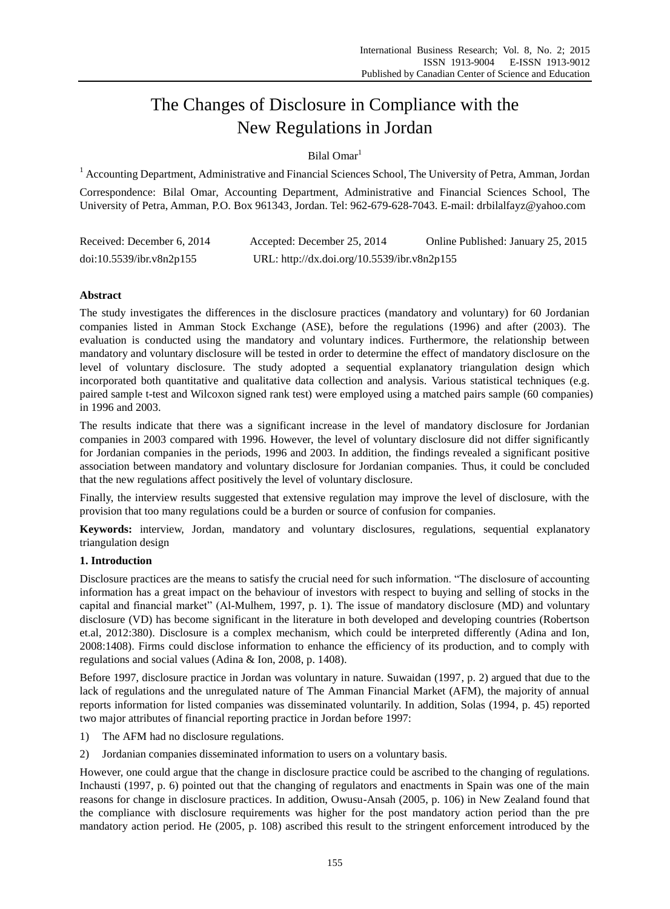# The Changes of Disclosure in Compliance with the New Regulations in Jordan

Bilal Omar[1]

[1] Accounting Department, Administrative and Financial Sciences School, The University of Petra, Amman, Jordan

Correspondence: Bilal Omar, Accounting Department, Administrative and Financial Sciences School, The University of Petra, Amman, P.O. Box 961343, Jordan. Tel: 962-679-628-7043. E-mail: drbilalfayz@yahoo.com

Received: December 6, 2014    Accepted: December 25, 2014    Online Published: January 25, 2015

doi:10.5539/ibr.v8n2p155    URL: http://dx.doi.org/10.5539/ibr.v8n2p155

## Abstract

The study investigates the differences in the disclosure practices (mandatory and voluntary) for 60 Jordanian companies listed in Amman Stock Exchange (ASE), before the regulations (1996) and after (2003). The evaluation is conducted using the mandatory and voluntary indices. Furthermore, the relationship between mandatory and voluntary disclosure will be tested in order to determine the effect of mandatory disclosure on the level of voluntary disclosure. The study adopted a sequential explanatory triangulation design which incorporated both quantitative and qualitative data collection and analysis. Various statistical techniques (e.g. paired sample t-test and Wilcoxon signed rank test) were employed using a matched pairs sample (60 companies) in 1996 and 2003.

The results indicate that there was a significant increase in the level of mandatory disclosure for Jordanian companies in 2003 compared with 1996. However, the level of voluntary disclosure did not differ significantly for Jordanian companies in the periods, 1996 and 2003. In addition, the findings revealed a significant positive association between mandatory and voluntary disclosure for Jordanian companies. Thus, it could be concluded that the new regulations affect positively the level of voluntary disclosure.

Finally, the interview results suggested that extensive regulation may improve the level of disclosure, with the provision that too many regulations could be a burden or source of confusion for companies.

**Keywords:** interview, Jordan, mandatory and voluntary disclosures, regulations, sequential explanatory triangulation design

## 1. Introduction

Disclosure practices are the means to satisfy the crucial need for such information. "The disclosure of accounting information has a great impact on the behaviour of investors with respect to buying and selling of stocks in the capital and financial market" (Al-Mulhem, 1997, p. 1). The issue of mandatory disclosure (MD) and voluntary disclosure (VD) has become significant in the literature in both developed and developing countries (Robertson et.al, 2012:380). Disclosure is a complex mechanism, which could be interpreted differently (Adina and Ion, 2008:1408). Firms could disclose information to enhance the efficiency of its production, and to comply with regulations and social values (Adina & Ion, 2008, p. 1408).

Before 1997, disclosure practice in Jordan was voluntary in nature. Suwaidan (1997, p. 2) argued that due to the lack of regulations and the unregulated nature of The Amman Financial Market (AFM), the majority of annual reports information for listed companies was disseminated voluntarily. In addition, Solas (1994, p. 45) reported two major attributes of financial reporting practice in Jordan before 1997:

1) The AFM had no disclosure regulations.
2) Jordanian companies disseminated information to users on a voluntary basis.

However, one could argue that the change in disclosure practice could be ascribed to the changing of regulations. Inchausti (1997, p. 6) pointed out that the changing of regulators and enactments in Spain was one of the main reasons for change in disclosure practices. In addition, Owusu-Ansah (2005, p. 106) in New Zealand found that the compliance with disclosure requirements was higher for the post mandatory action period than the pre mandatory action period. He (2005, p. 108) ascribed this result to the stringent enforcement introduced by the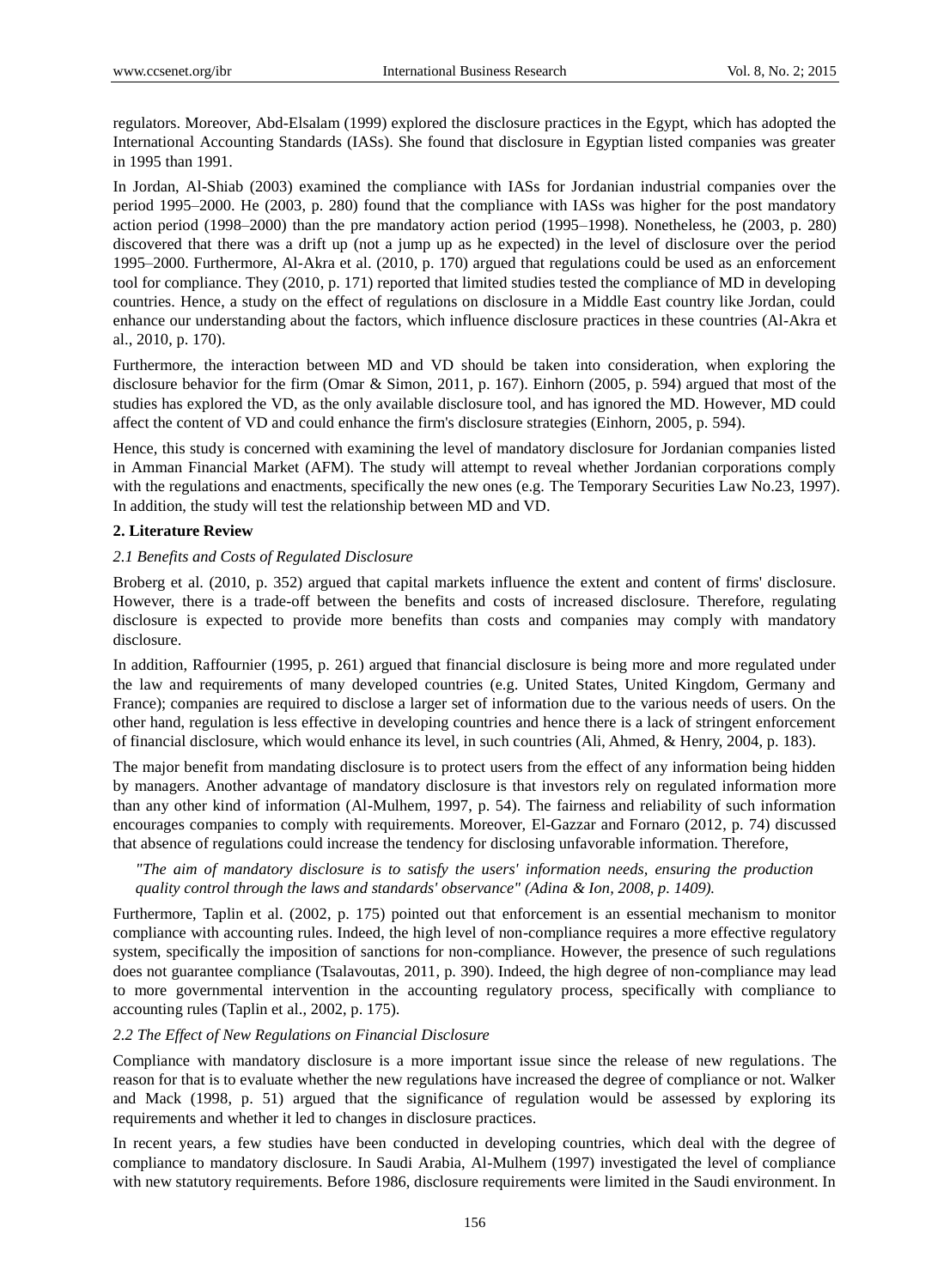regulators. Moreover, Abd-Elsalam (1999) explored the disclosure practices in the Egypt, which has adopted the International Accounting Standards (IASs). She found that disclosure in Egyptian listed companies was greater in 1995 than 1991.

In Jordan, Al-Shiab (2003) examined the compliance with IASs for Jordanian industrial companies over the period 1995–2000. He (2003, p. 280) found that the compliance with IASs was higher for the post mandatory action period (1998–2000) than the pre mandatory action period (1995–1998). Nonetheless, he (2003, p. 280) discovered that there was a drift up (not a jump up as he expected) in the level of disclosure over the period 1995–2000. Furthermore, Al-Akra et al. (2010, p. 170) argued that regulations could be used as an enforcement tool for compliance. They (2010, p. 171) reported that limited studies tested the compliance of MD in developing countries. Hence, a study on the effect of regulations on disclosure in a Middle East country like Jordan, could enhance our understanding about the factors, which influence disclosure practices in these countries (Al-Akra et al., 2010, p. 170).

Furthermore, the interaction between MD and VD should be taken into consideration, when exploring the disclosure behavior for the firm (Omar & Simon, 2011, p. 167). Einhorn (2005, p. 594) argued that most of the studies has explored the VD, as the only available disclosure tool, and has ignored the MD. However, MD could affect the content of VD and could enhance the firm's disclosure strategies (Einhorn, 2005, p. 594).

Hence, this study is concerned with examining the level of mandatory disclosure for Jordanian companies listed in Amman Financial Market (AFM). The study will attempt to reveal whether Jordanian corporations comply with the regulations and enactments, specifically the new ones (e.g. The Temporary Securities Law No.23, 1997). In addition, the study will test the relationship between MD and VD.

## 2. Literature Review

### *2.1 Benefits and Costs of Regulated Disclosure*

Broberg et al. (2010, p. 352) argued that capital markets influence the extent and content of firms' disclosure. However, there is a trade-off between the benefits and costs of increased disclosure. Therefore, regulating disclosure is expected to provide more benefits than costs and companies may comply with mandatory disclosure.

In addition, Raffournier (1995, p. 261) argued that financial disclosure is being more and more regulated under the law and requirements of many developed countries (e.g. United States, United Kingdom, Germany and France); companies are required to disclose a larger set of information due to the various needs of users. On the other hand, regulation is less effective in developing countries and hence there is a lack of stringent enforcement of financial disclosure, which would enhance its level, in such countries (Ali, Ahmed, & Henry, 2004, p. 183).

The major benefit from mandating disclosure is to protect users from the effect of any information being hidden by managers. Another advantage of mandatory disclosure is that investors rely on regulated information more than any other kind of information (Al-Mulhem, 1997, p. 54). The fairness and reliability of such information encourages companies to comply with requirements. Moreover, El-Gazzar and Fornaro (2012, p. 74) discussed that absence of regulations could increase the tendency for disclosing unfavorable information. Therefore,

> *"The aim of mandatory disclosure is to satisfy the users' information needs, ensuring the production quality control through the laws and standards' observance" (Adina & Ion, 2008, p. 1409).*

Furthermore, Taplin et al. (2002, p. 175) pointed out that enforcement is an essential mechanism to monitor compliance with accounting rules. Indeed, the high level of non-compliance requires a more effective regulatory system, specifically the imposition of sanctions for non-compliance. However, the presence of such regulations does not guarantee compliance (Tsalavoutas, 2011, p. 390). Indeed, the high degree of non-compliance may lead to more governmental intervention in the accounting regulatory process, specifically with compliance to accounting rules (Taplin et al., 2002, p. 175).

### *2.2 The Effect of New Regulations on Financial Disclosure*

Compliance with mandatory disclosure is a more important issue since the release of new regulations. The reason for that is to evaluate whether the new regulations have increased the degree of compliance or not. Walker and Mack (1998, p. 51) argued that the significance of regulation would be assessed by exploring its requirements and whether it led to changes in disclosure practices.

In recent years, a few studies have been conducted in developing countries, which deal with the degree of compliance to mandatory disclosure. In Saudi Arabia, Al-Mulhem (1997) investigated the level of compliance with new statutory requirements. Before 1986, disclosure requirements were limited in the Saudi environment. In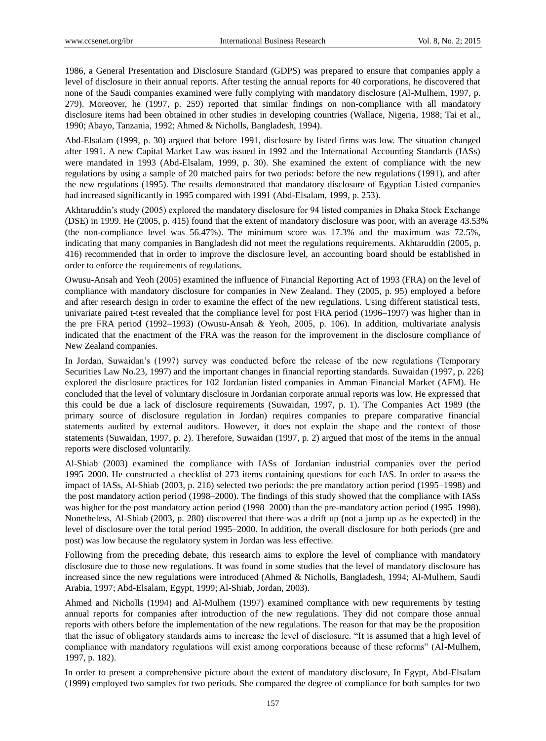1986, a General Presentation and Disclosure Standard (GDPS) was prepared to ensure that companies apply a level of disclosure in their annual reports. After testing the annual reports for 40 corporations, he discovered that none of the Saudi companies examined were fully complying with mandatory disclosure (Al-Mulhem, 1997, p. 279). Moreover, he (1997, p. 259) reported that similar findings on non-compliance with all mandatory disclosure items had been obtained in other studies in developing countries (Wallace, Nigeria, 1988; Tai et al., 1990; Abayo, Tanzania, 1992; Ahmed & Nicholls, Bangladesh, 1994).

Abd-Elsalam (1999, p. 30) argued that before 1991, disclosure by listed firms was low. The situation changed after 1991. A new Capital Market Law was issued in 1992 and the International Accounting Standards (IASs) were mandated in 1993 (Abd-Elsalam, 1999, p. 30). She examined the extent of compliance with the new regulations by using a sample of 20 matched pairs for two periods: before the new regulations (1991), and after the new regulations (1995). The results demonstrated that mandatory disclosure of Egyptian Listed companies had increased significantly in 1995 compared with 1991 (Abd-Elsalam, 1999, p. 253).

Akhtaruddin's study (2005) explored the mandatory disclosure for 94 listed companies in Dhaka Stock Exchange (DSE) in 1999. He (2005, p. 415) found that the extent of mandatory disclosure was poor, with an average 43.53% (the non-compliance level was 56.47%). The minimum score was 17.3% and the maximum was 72.5%, indicating that many companies in Bangladesh did not meet the regulations requirements. Akhtaruddin (2005, p. 416) recommended that in order to improve the disclosure level, an accounting board should be established in order to enforce the requirements of regulations.

Owusu-Ansah and Yeoh (2005) examined the influence of Financial Reporting Act of 1993 (FRA) on the level of compliance with mandatory disclosure for companies in New Zealand. They (2005, p. 95) employed a before and after research design in order to examine the effect of the new regulations. Using different statistical tests, univariate paired t-test revealed that the compliance level for post FRA period (1996–1997) was higher than in the pre FRA period (1992–1993) (Owusu-Ansah & Yeoh, 2005, p. 106). In addition, multivariate analysis indicated that the enactment of the FRA was the reason for the improvement in the disclosure compliance of New Zealand companies.

In Jordan, Suwaidan's (1997) survey was conducted before the release of the new regulations (Temporary Securities Law No.23, 1997) and the important changes in financial reporting standards. Suwaidan (1997, p. 226) explored the disclosure practices for 102 Jordanian listed companies in Amman Financial Market (AFM). He concluded that the level of voluntary disclosure in Jordanian corporate annual reports was low. He expressed that this could be due a lack of disclosure requirements (Suwaidan, 1997, p. 1). The Companies Act 1989 (the primary source of disclosure regulation in Jordan) requires companies to prepare comparative financial statements audited by external auditors. However, it does not explain the shape and the context of those statements (Suwaidan, 1997, p. 2). Therefore, Suwaidan (1997, p. 2) argued that most of the items in the annual reports were disclosed voluntarily.

Al-Shiab (2003) examined the compliance with IASs of Jordanian industrial companies over the period 1995–2000. He constructed a checklist of 273 items containing questions for each IAS. In order to assess the impact of IASs, Al-Shiab (2003, p. 216) selected two periods: the pre mandatory action period (1995–1998) and the post mandatory action period (1998–2000). The findings of this study showed that the compliance with IASs was higher for the post mandatory action period (1998–2000) than the pre-mandatory action period (1995–1998). Nonetheless, Al-Shiab (2003, p. 280) discovered that there was a drift up (not a jump up as he expected) in the level of disclosure over the total period 1995–2000. In addition, the overall disclosure for both periods (pre and post) was low because the regulatory system in Jordan was less effective.

Following from the preceding debate, this research aims to explore the level of compliance with mandatory disclosure due to those new regulations. It was found in some studies that the level of mandatory disclosure has increased since the new regulations were introduced (Ahmed & Nicholls, Bangladesh, 1994; Al-Mulhem, Saudi Arabia, 1997; Abd-Elsalam, Egypt, 1999; Al-Shiab, Jordan, 2003).

Ahmed and Nicholls (1994) and Al-Mulhem (1997) examined compliance with new requirements by testing annual reports for companies after introduction of the new regulations. They did not compare those annual reports with others before the implementation of the new regulations. The reason for that may be the proposition that the issue of obligatory standards aims to increase the level of disclosure. "It is assumed that a high level of compliance with mandatory regulations will exist among corporations because of these reforms" (Al-Mulhem, 1997, p. 182).

In order to present a comprehensive picture about the extent of mandatory disclosure, In Egypt, Abd-Elsalam (1999) employed two samples for two periods. She compared the degree of compliance for both samples for two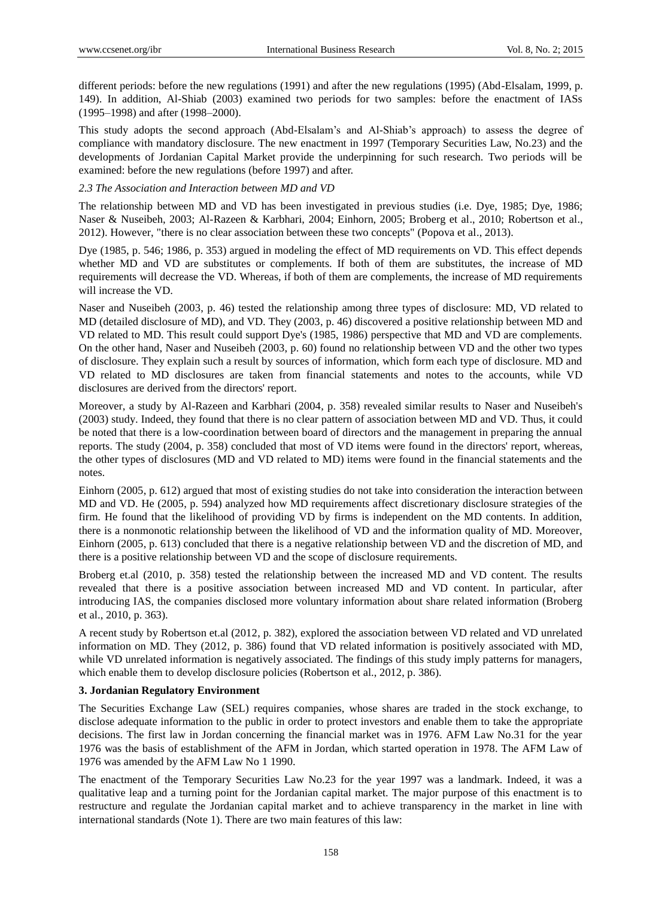different periods: before the new regulations (1991) and after the new regulations (1995) (Abd-Elsalam, 1999, p. 149). In addition, Al-Shiab (2003) examined two periods for two samples: before the enactment of IASs (1995–1998) and after (1998–2000).

This study adopts the second approach (Abd-Elsalam's and Al-Shiab's approach) to assess the degree of compliance with mandatory disclosure. The new enactment in 1997 (Temporary Securities Law, No.23) and the developments of Jordanian Capital Market provide the underpinning for such research. Two periods will be examined: before the new regulations (before 1997) and after.

### *2.3 The Association and Interaction between MD and VD*

The relationship between MD and VD has been investigated in previous studies (i.e. Dye, 1985; Dye, 1986; Naser & Nuseibeh, 2003; Al-Razeen & Karbhari, 2004; Einhorn, 2005; Broberg et al., 2010; Robertson et al., 2012). However, "there is no clear association between these two concepts" (Popova et al., 2013).

Dye (1985, p. 546; 1986, p. 353) argued in modeling the effect of MD requirements on VD. This effect depends whether MD and VD are substitutes or complements. If both of them are substitutes, the increase of MD requirements will decrease the VD. Whereas, if both of them are complements, the increase of MD requirements will increase the VD.

Naser and Nuseibeh (2003, p. 46) tested the relationship among three types of disclosure: MD, VD related to MD (detailed disclosure of MD), and VD. They (2003, p. 46) discovered a positive relationship between MD and VD related to MD. This result could support Dye's (1985, 1986) perspective that MD and VD are complements. On the other hand, Naser and Nuseibeh (2003, p. 60) found no relationship between VD and the other two types of disclosure. They explain such a result by sources of information, which form each type of disclosure. MD and VD related to MD disclosures are taken from financial statements and notes to the accounts, while VD disclosures are derived from the directors' report.

Moreover, a study by Al-Razeen and Karbhari (2004, p. 358) revealed similar results to Naser and Nuseibeh's (2003) study. Indeed, they found that there is no clear pattern of association between MD and VD. Thus, it could be noted that there is a low-coordination between board of directors and the management in preparing the annual reports. The study (2004, p. 358) concluded that most of VD items were found in the directors' report, whereas, the other types of disclosures (MD and VD related to MD) items were found in the financial statements and the notes.

Einhorn (2005, p. 612) argued that most of existing studies do not take into consideration the interaction between MD and VD. He (2005, p. 594) analyzed how MD requirements affect discretionary disclosure strategies of the firm. He found that the likelihood of providing VD by firms is independent on the MD contents. In addition, there is a nonmonotic relationship between the likelihood of VD and the information quality of MD. Moreover, Einhorn (2005, p. 613) concluded that there is a negative relationship between VD and the discretion of MD, and there is a positive relationship between VD and the scope of disclosure requirements.

Broberg et.al (2010, p. 358) tested the relationship between the increased MD and VD content. The results revealed that there is a positive association between increased MD and VD content. In particular, after introducing IAS, the companies disclosed more voluntary information about share related information (Broberg et al., 2010, p. 363).

A recent study by Robertson et.al (2012, p. 382), explored the association between VD related and VD unrelated information on MD. They (2012, p. 386) found that VD related information is positively associated with MD, while VD unrelated information is negatively associated. The findings of this study imply patterns for managers, which enable them to develop disclosure policies (Robertson et al., 2012, p. 386).

## 3. Jordanian Regulatory Environment

The Securities Exchange Law (SEL) requires companies, whose shares are traded in the stock exchange, to disclose adequate information to the public in order to protect investors and enable them to take the appropriate decisions. The first law in Jordan concerning the financial market was in 1976. AFM Law No.31 for the year 1976 was the basis of establishment of the AFM in Jordan, which started operation in 1978. The AFM Law of 1976 was amended by the AFM Law No 1 1990.

The enactment of the Temporary Securities Law No.23 for the year 1997 was a landmark. Indeed, it was a qualitative leap and a turning point for the Jordanian capital market. The major purpose of this enactment is to restructure and regulate the Jordanian capital market and to achieve transparency in the market in line with international standards (Note 1). There are two main features of this law: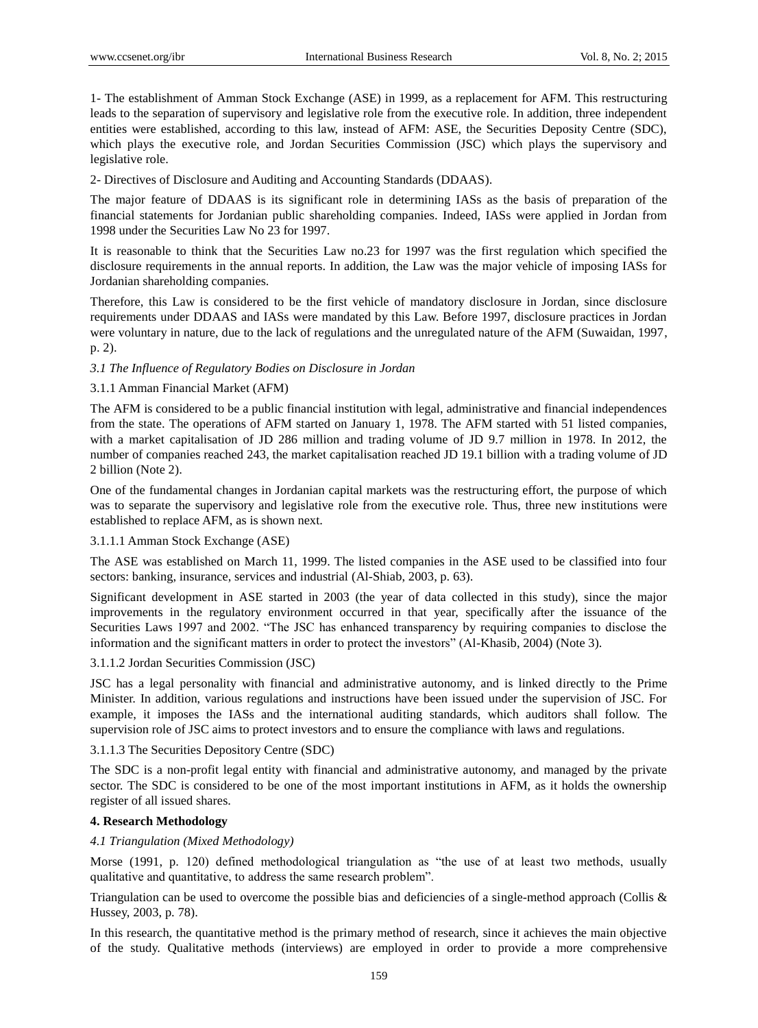1- The establishment of Amman Stock Exchange (ASE) in 1999, as a replacement for AFM. This restructuring leads to the separation of supervisory and legislative role from the executive role. In addition, three independent entities were established, according to this law, instead of AFM: ASE, the Securities Deposity Centre (SDC), which plays the executive role, and Jordan Securities Commission (JSC) which plays the supervisory and legislative role.

2- Directives of Disclosure and Auditing and Accounting Standards (DDAAS).

The major feature of DDAAS is its significant role in determining IASs as the basis of preparation of the financial statements for Jordanian public shareholding companies. Indeed, IASs were applied in Jordan from 1998 under the Securities Law No 23 for 1997.

It is reasonable to think that the Securities Law no.23 for 1997 was the first regulation which specified the disclosure requirements in the annual reports. In addition, the Law was the major vehicle of imposing IASs for Jordanian shareholding companies.

Therefore, this Law is considered to be the first vehicle of mandatory disclosure in Jordan, since disclosure requirements under DDAAS and IASs were mandated by this Law. Before 1997, disclosure practices in Jordan were voluntary in nature, due to the lack of regulations and the unregulated nature of the AFM (Suwaidan, 1997, p. 2).

### *3.1 The Influence of Regulatory Bodies on Disclosure in Jordan*

#### 3.1.1 Amman Financial Market (AFM)

The AFM is considered to be a public financial institution with legal, administrative and financial independences from the state. The operations of AFM started on January 1, 1978. The AFM started with 51 listed companies, with a market capitalisation of JD 286 million and trading volume of JD 9.7 million in 1978. In 2012, the number of companies reached 243, the market capitalisation reached JD 19.1 billion with a trading volume of JD 2 billion (Note 2).

One of the fundamental changes in Jordanian capital markets was the restructuring effort, the purpose of which was to separate the supervisory and legislative role from the executive role. Thus, three new institutions were established to replace AFM, as is shown next.

##### 3.1.1.1 Amman Stock Exchange (ASE)

The ASE was established on March 11, 1999. The listed companies in the ASE used to be classified into four sectors: banking, insurance, services and industrial (Al-Shiab, 2003, p. 63).

Significant development in ASE started in 2003 (the year of data collected in this study), since the major improvements in the regulatory environment occurred in that year, specifically after the issuance of the Securities Laws 1997 and 2002. "The JSC has enhanced transparency by requiring companies to disclose the information and the significant matters in order to protect the investors" (Al-Khasib, 2004) (Note 3).

##### 3.1.1.2 Jordan Securities Commission (JSC)

JSC has a legal personality with financial and administrative autonomy, and is linked directly to the Prime Minister. In addition, various regulations and instructions have been issued under the supervision of JSC. For example, it imposes the IASs and the international auditing standards, which auditors shall follow. The supervision role of JSC aims to protect investors and to ensure the compliance with laws and regulations.

##### 3.1.1.3 The Securities Depository Centre (SDC)

The SDC is a non-profit legal entity with financial and administrative autonomy, and managed by the private sector. The SDC is considered to be one of the most important institutions in AFM, as it holds the ownership register of all issued shares.

## 4. Research Methodology

### *4.1 Triangulation (Mixed Methodology)*

Morse (1991, p. 120) defined methodological triangulation as "the use of at least two methods, usually qualitative and quantitative, to address the same research problem".

Triangulation can be used to overcome the possible bias and deficiencies of a single-method approach (Collis & Hussey, 2003, p. 78).

In this research, the quantitative method is the primary method of research, since it achieves the main objective of the study. Qualitative methods (interviews) are employed in order to provide a more comprehensive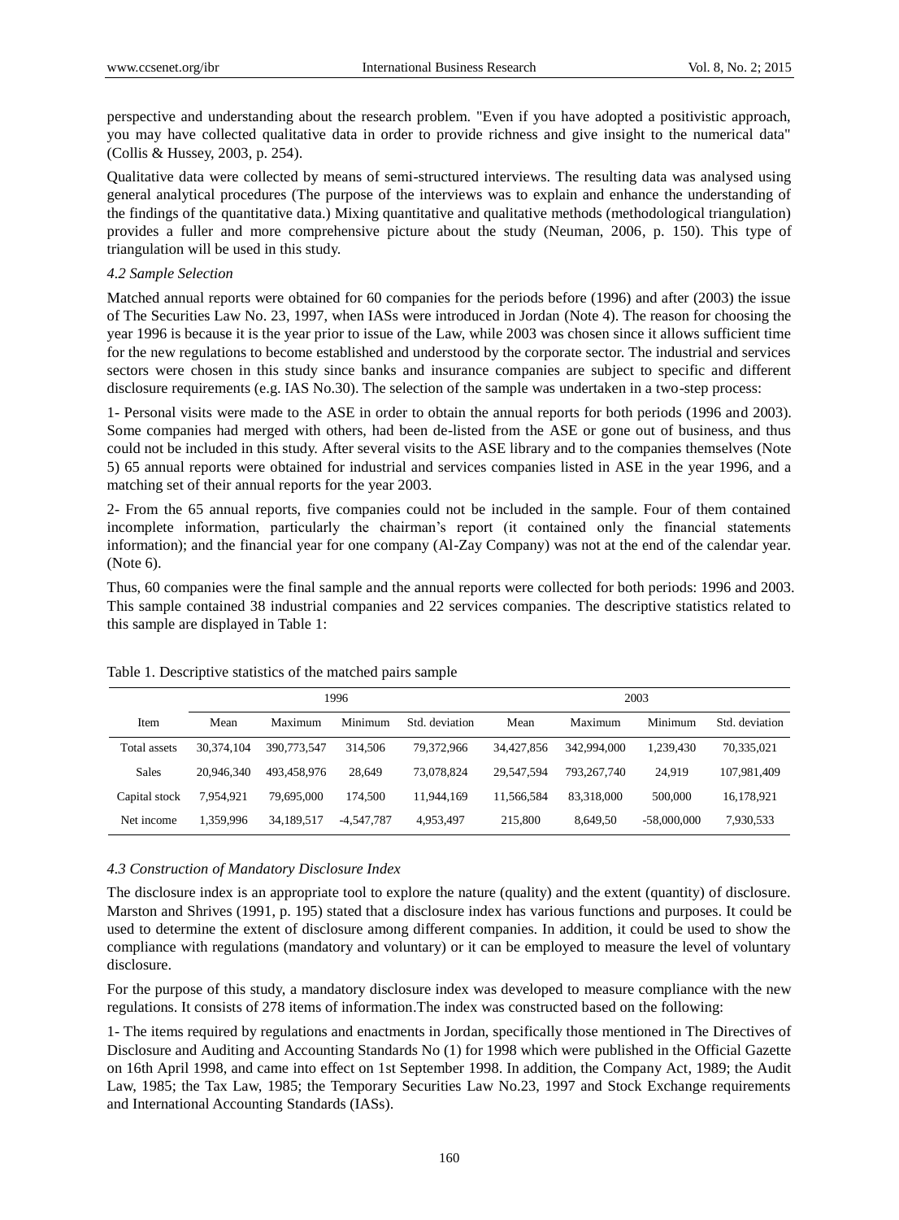perspective and understanding about the research problem. "Even if you have adopted a positivistic approach, you may have collected qualitative data in order to provide richness and give insight to the numerical data" (Collis & Hussey, 2003, p. 254).

Qualitative data were collected by means of semi-structured interviews. The resulting data was analysed using general analytical procedures (The purpose of the interviews was to explain and enhance the understanding of the findings of the quantitative data.) Mixing quantitative and qualitative methods (methodological triangulation) provides a fuller and more comprehensive picture about the study (Neuman, 2006, p. 150). This type of triangulation will be used in this study.

### *4.2 Sample Selection*

Matched annual reports were obtained for 60 companies for the periods before (1996) and after (2003) the issue of The Securities Law No. 23, 1997, when IASs were introduced in Jordan (Note 4). The reason for choosing the year 1996 is because it is the year prior to issue of the Law, while 2003 was chosen since it allows sufficient time for the new regulations to become established and understood by the corporate sector. The industrial and services sectors were chosen in this study since banks and insurance companies are subject to specific and different disclosure requirements (e.g. IAS No.30). The selection of the sample was undertaken in a two-step process:

1- Personal visits were made to the ASE in order to obtain the annual reports for both periods (1996 and 2003). Some companies had merged with others, had been de-listed from the ASE or gone out of business, and thus could not be included in this study. After several visits to the ASE library and to the companies themselves (Note 5) 65 annual reports were obtained for industrial and services companies listed in ASE in the year 1996, and a matching set of their annual reports for the year 2003.

2- From the 65 annual reports, five companies could not be included in the sample. Four of them contained incomplete information, particularly the chairman's report (it contained only the financial statements information); and the financial year for one company (Al-Zay Company) was not at the end of the calendar year. (Note 6).

Thus, 60 companies were the final sample and the annual reports were collected for both periods: 1996 and 2003. This sample contained 38 industrial companies and 22 services companies. The descriptive statistics related to this sample are displayed in Table 1:

Table 1. Descriptive statistics of the matched pairs sample

| | 1996 | | | | 2003 | | | |
|---|---|---|---|---|---|---|---|---|
| Item | Mean | Maximum | Minimum | Std. deviation | Mean | Maximum | Minimum | Std. deviation |
| Total assets | 30,374,104 | 390,773,547 | 314,506 | 79,372,966 | 34,427,856 | 342,994,000 | 1,239,430 | 70,335,021 |
| Sales | 20,946,340 | 493,458,976 | 28,649 | 73,078,824 | 29,547,594 | 793,267,740 | 24,919 | 107,981,409 |
| Capital stock | 7,954,921 | 79,695,000 | 174,500 | 11,944,169 | 11,566,584 | 83,318,000 | 500,000 | 16,178,921 |
| Net income | 1,359,996 | 34,189,517 | -4,547,787 | 4,953,497 | 215,800 | 8,649,50 | -58,000,000 | 7,930,533 |

### *4.3 Construction of Mandatory Disclosure Index*

The disclosure index is an appropriate tool to explore the nature (quality) and the extent (quantity) of disclosure. Marston and Shrives (1991, p. 195) stated that a disclosure index has various functions and purposes. It could be used to determine the extent of disclosure among different companies. In addition, it could be used to show the compliance with regulations (mandatory and voluntary) or it can be employed to measure the level of voluntary disclosure.

For the purpose of this study, a mandatory disclosure index was developed to measure compliance with the new regulations. It consists of 278 items of information.The index was constructed based on the following:

1- The items required by regulations and enactments in Jordan, specifically those mentioned in The Directives of Disclosure and Auditing and Accounting Standards No (1) for 1998 which were published in the Official Gazette on 16th April 1998, and came into effect on 1st September 1998. In addition, the Company Act, 1989; the Audit Law, 1985; the Tax Law, 1985; the Temporary Securities Law No.23, 1997 and Stock Exchange requirements and International Accounting Standards (IASs).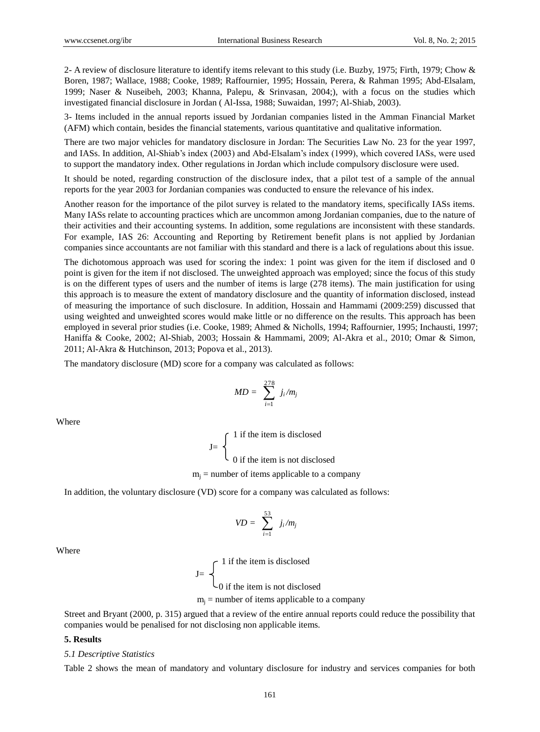2- A review of disclosure literature to identify items relevant to this study (i.e. Buzby, 1975; Firth, 1979; Chow & Boren, 1987; Wallace, 1988; Cooke, 1989; Raffournier, 1995; Hossain, Perera, & Rahman 1995; Abd-Elsalam, 1999; Naser & Nuseibeh, 2003; Khanna, Palepu, & Srinvasan, 2004;), with a focus on the studies which investigated financial disclosure in Jordan ( Al-Issa, 1988; Suwaidan, 1997; Al-Shiab, 2003).

3- Items included in the annual reports issued by Jordanian companies listed in the Amman Financial Market (AFM) which contain, besides the financial statements, various quantitative and qualitative information.

There are two major vehicles for mandatory disclosure in Jordan: The Securities Law No. 23 for the year 1997, and IASs. In addition, Al-Shiab's index (2003) and Abd-Elsalam's index (1999), which covered IASs, were used to support the mandatory index. Other regulations in Jordan which include compulsory disclosure were used.

It should be noted, regarding construction of the disclosure index, that a pilot test of a sample of the annual reports for the year 2003 for Jordanian companies was conducted to ensure the relevance of his index.

Another reason for the importance of the pilot survey is related to the mandatory items, specifically IASs items. Many IASs relate to accounting practices which are uncommon among Jordanian companies, due to the nature of their activities and their accounting systems. In addition, some regulations are inconsistent with these standards. For example, IAS 26: Accounting and Reporting by Retirement benefit plans is not applied by Jordanian companies since accountants are not familiar with this standard and there is a lack of regulations about this issue.

The dichotomous approach was used for scoring the index: 1 point was given for the item if disclosed and 0 point is given for the item if not disclosed. The unweighted approach was employed; since the focus of this study is on the different types of users and the number of items is large (278 items). The main justification for using this approach is to measure the extent of mandatory disclosure and the quantity of information disclosed, instead of measuring the importance of such disclosure. In addition, Hossain and Hammami (2009:259) discussed that using weighted and unweighted scores would make little or no difference on the results. This approach has been employed in several prior studies (i.e. Cooke, 1989; Ahmed & Nicholls, 1994; Raffournier, 1995; Inchausti, 1997; Haniffa & Cooke, 2002; Al-Shiab, 2003; Hossain & Hammami, 2009; Al-Akra et al., 2010; Omar & Simon, 2011; Al-Akra & Hutchinson, 2013; Popova et al., 2013).

The mandatory disclosure (MD) score for a company was calculated as follows:

$$MD = \sum_{i=1}^{278} j_i / m_j$$

Where

$$J = \begin{cases} 1 \text{ if the item is disclosed} \\ 0 \text{ if the item is not disclosed} \end{cases}$$

$m_j$ = number of items applicable to a company

In addition, the voluntary disclosure (VD) score for a company was calculated as follows:

$$VD = \sum_{i=1}^{53} j_i / m_j$$

Where

$$J = \begin{cases} 1 \text{ if the item is disclosed} \\ 0 \text{ if the item is not disclosed} \end{cases}$$

$m_j$ = number of items applicable to a company

Street and Bryant (2000, p. 315) argued that a review of the entire annual reports could reduce the possibility that companies would be penalised for not disclosing non applicable items.

## 5. Results

### *5.1 Descriptive Statistics*

Table 2 shows the mean of mandatory and voluntary disclosure for industry and services companies for both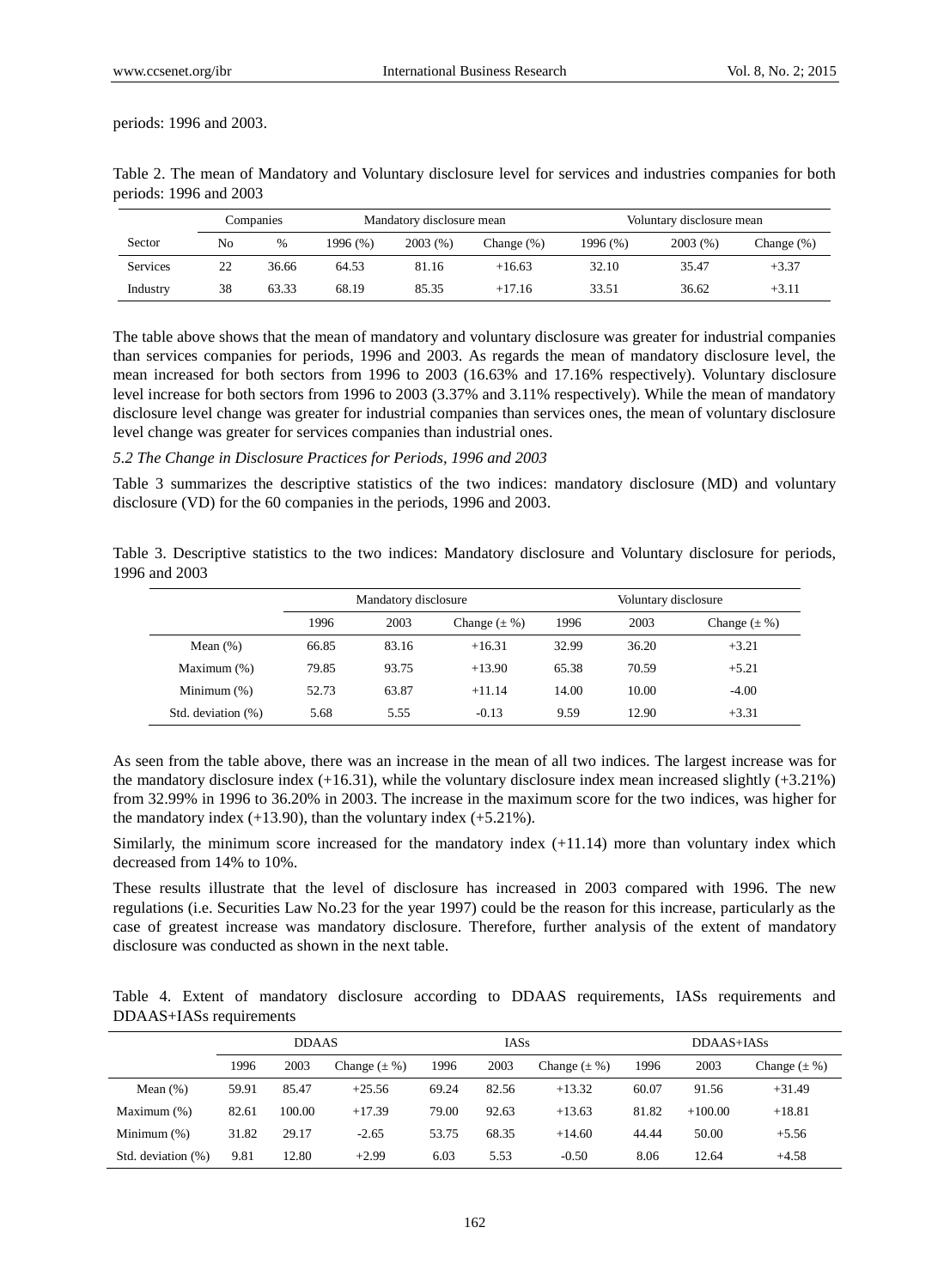periods: 1996 and 2003.

Table 2. The mean of Mandatory and Voluntary disclosure level for services and industries companies for both periods: 1996 and 2003

| Sector | Companies | | Mandatory disclosure mean | | | Voluntary disclosure mean | | |
|---|---|---|---|---|---|---|---|---|
| | No | % | 1996 (%) | 2003 (%) | Change (%) | 1996 (%) | 2003 (%) | Change (%) |
| Services | 22 | 36.66 | 64.53 | 81.16 | +16.63 | 32.10 | 35.47 | +3.37 |
| Industry | 38 | 63.33 | 68.19 | 85.35 | +17.16 | 33.51 | 36.62 | +3.11 |

The table above shows that the mean of mandatory and voluntary disclosure was greater for industrial companies than services companies for periods, 1996 and 2003. As regards the mean of mandatory disclosure level, the mean increased for both sectors from 1996 to 2003 (16.63% and 17.16% respectively). Voluntary disclosure level increase for both sectors from 1996 to 2003 (3.37% and 3.11% respectively). While the mean of mandatory disclosure level change was greater for industrial companies than services ones, the mean of voluntary disclosure level change was greater for services companies than industrial ones.

*5.2 The Change in Disclosure Practices for Periods, 1996 and 2003*

Table 3 summarizes the descriptive statistics of the two indices: mandatory disclosure (MD) and voluntary disclosure (VD) for the 60 companies in the periods, 1996 and 2003.

Table 3. Descriptive statistics to the two indices: Mandatory disclosure and Voluntary disclosure for periods, 1996 and 2003

| | Mandatory disclosure | | | Voluntary disclosure | | |
|---|---|---|---|---|---|---|
| | 1996 | 2003 | Change (± %) | 1996 | 2003 | Change (± %) |
| Mean (%) | 66.85 | 83.16 | +16.31 | 32.99 | 36.20 | +3.21 |
| Maximum (%) | 79.85 | 93.75 | +13.90 | 65.38 | 70.59 | +5.21 |
| Minimum (%) | 52.73 | 63.87 | +11.14 | 14.00 | 10.00 | -4.00 |
| Std. deviation (%) | 5.68 | 5.55 | -0.13 | 9.59 | 12.90 | +3.31 |

As seen from the table above, there was an increase in the mean of all two indices. The largest increase was for the mandatory disclosure index (+16.31), while the voluntary disclosure index mean increased slightly (+3.21%) from 32.99% in 1996 to 36.20% in 2003. The increase in the maximum score for the two indices, was higher for the mandatory index (+13.90), than the voluntary index (+5.21%).

Similarly, the minimum score increased for the mandatory index (+11.14) more than voluntary index which decreased from 14% to 10%.

These results illustrate that the level of disclosure has increased in 2003 compared with 1996. The new regulations (i.e. Securities Law No.23 for the year 1997) could be the reason for this increase, particularly as the case of greatest increase was mandatory disclosure. Therefore, further analysis of the extent of mandatory disclosure was conducted as shown in the next table.

Table 4. Extent of mandatory disclosure according to DDAAS requirements, IASs requirements and DDAAS+IASs requirements

| | DDAAS | | | IASs | | | DDAAS+IASs | | |
|---|---|---|---|---|---|---|---|---|---|
| | 1996 | 2003 | Change (± %) | 1996 | 2003 | Change (± %) | 1996 | 2003 | Change (± %) |
| Mean (%) | 59.91 | 85.47 | +25.56 | 69.24 | 82.56 | +13.32 | 60.07 | 91.56 | +31.49 |
| Maximum (%) | 82.61 | 100.00 | +17.39 | 79.00 | 92.63 | +13.63 | 81.82 | +100.00 | +18.81 |
| Minimum (%) | 31.82 | 29.17 | -2.65 | 53.75 | 68.35 | +14.60 | 44.44 | 50.00 | +5.56 |
| Std. deviation (%) | 9.81 | 12.80 | +2.99 | 6.03 | 5.53 | -0.50 | 8.06 | 12.64 | +4.58 |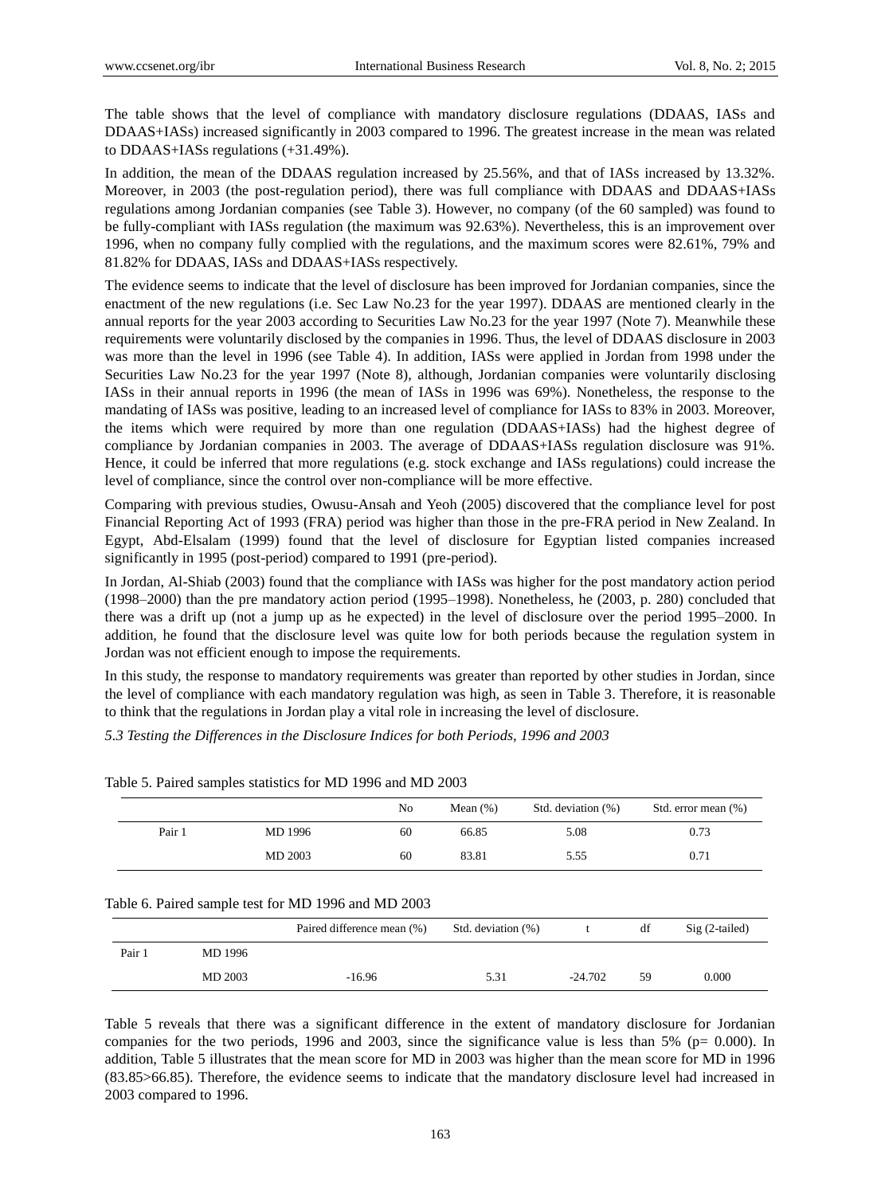The table shows that the level of compliance with mandatory disclosure regulations (DDAAS, IASs and DDAAS+IASs) increased significantly in 2003 compared to 1996. The greatest increase in the mean was related to DDAAS+IASs regulations (+31.49%).

In addition, the mean of the DDAAS regulation increased by 25.56%, and that of IASs increased by 13.32%. Moreover, in 2003 (the post-regulation period), there was full compliance with DDAAS and DDAAS+IASs regulations among Jordanian companies (see Table 3). However, no company (of the 60 sampled) was found to be fully-compliant with IASs regulation (the maximum was 92.63%). Nevertheless, this is an improvement over 1996, when no company fully complied with the regulations, and the maximum scores were 82.61%, 79% and 81.82% for DDAAS, IASs and DDAAS+IASs respectively.

The evidence seems to indicate that the level of disclosure has been improved for Jordanian companies, since the enactment of the new regulations (i.e. Sec Law No.23 for the year 1997). DDAAS are mentioned clearly in the annual reports for the year 2003 according to Securities Law No.23 for the year 1997 (Note 7). Meanwhile these requirements were voluntarily disclosed by the companies in 1996. Thus, the level of DDAAS disclosure in 2003 was more than the level in 1996 (see Table 4). In addition, IASs were applied in Jordan from 1998 under the Securities Law No.23 for the year 1997 (Note 8), although, Jordanian companies were voluntarily disclosing IASs in their annual reports in 1996 (the mean of IASs in 1996 was 69%). Nonetheless, the response to the mandating of IASs was positive, leading to an increased level of compliance for IASs to 83% in 2003. Moreover, the items which were required by more than one regulation (DDAAS+IASs) had the highest degree of compliance by Jordanian companies in 2003. The average of DDAAS+IASs regulation disclosure was 91%. Hence, it could be inferred that more regulations (e.g. stock exchange and IASs regulations) could increase the level of compliance, since the control over non-compliance will be more effective.

Comparing with previous studies, Owusu-Ansah and Yeoh (2005) discovered that the compliance level for post Financial Reporting Act of 1993 (FRA) period was higher than those in the pre-FRA period in New Zealand. In Egypt, Abd-Elsalam (1999) found that the level of disclosure for Egyptian listed companies increased significantly in 1995 (post-period) compared to 1991 (pre-period).

In Jordan, Al-Shiab (2003) found that the compliance with IASs was higher for the post mandatory action period (1998–2000) than the pre mandatory action period (1995–1998). Nonetheless, he (2003, p. 280) concluded that there was a drift up (not a jump up as he expected) in the level of disclosure over the period 1995–2000. In addition, he found that the disclosure level was quite low for both periods because the regulation system in Jordan was not efficient enough to impose the requirements.

In this study, the response to mandatory requirements was greater than reported by other studies in Jordan, since the level of compliance with each mandatory regulation was high, as seen in Table 3. Therefore, it is reasonable to think that the regulations in Jordan play a vital role in increasing the level of disclosure.

*5.3 Testing the Differences in the Disclosure Indices for both Periods, 1996 and 2003*

Table 5. Paired samples statistics for MD 1996 and MD 2003

| | | No | Mean (%) | Std. deviation (%) | Std. error mean (%) |
|---|---|---|---|---|---|
| Pair 1 | MD 1996 | 60 | 66.85 | 5.08 | 0.73 |
| | MD 2003 | 60 | 83.81 | 5.55 | 0.71 |

Table 6. Paired sample test for MD 1996 and MD 2003

| | | Paired difference mean (%) | Std. deviation (%) | t | df | Sig (2-tailed) |
|---|---|---|---|---|---|---|
| Pair 1 | MD 1996 | | | | | |
| | MD 2003 | -16.96 | 5.31 | -24.702 | 59 | 0.000 |

Table 5 reveals that there was a significant difference in the extent of mandatory disclosure for Jordanian companies for the two periods, 1996 and 2003, since the significance value is less than 5% (p= 0.000). In addition, Table 5 illustrates that the mean score for MD in 2003 was higher than the mean score for MD in 1996 (83.85>66.85). Therefore, the evidence seems to indicate that the mandatory disclosure level had increased in 2003 compared to 1996.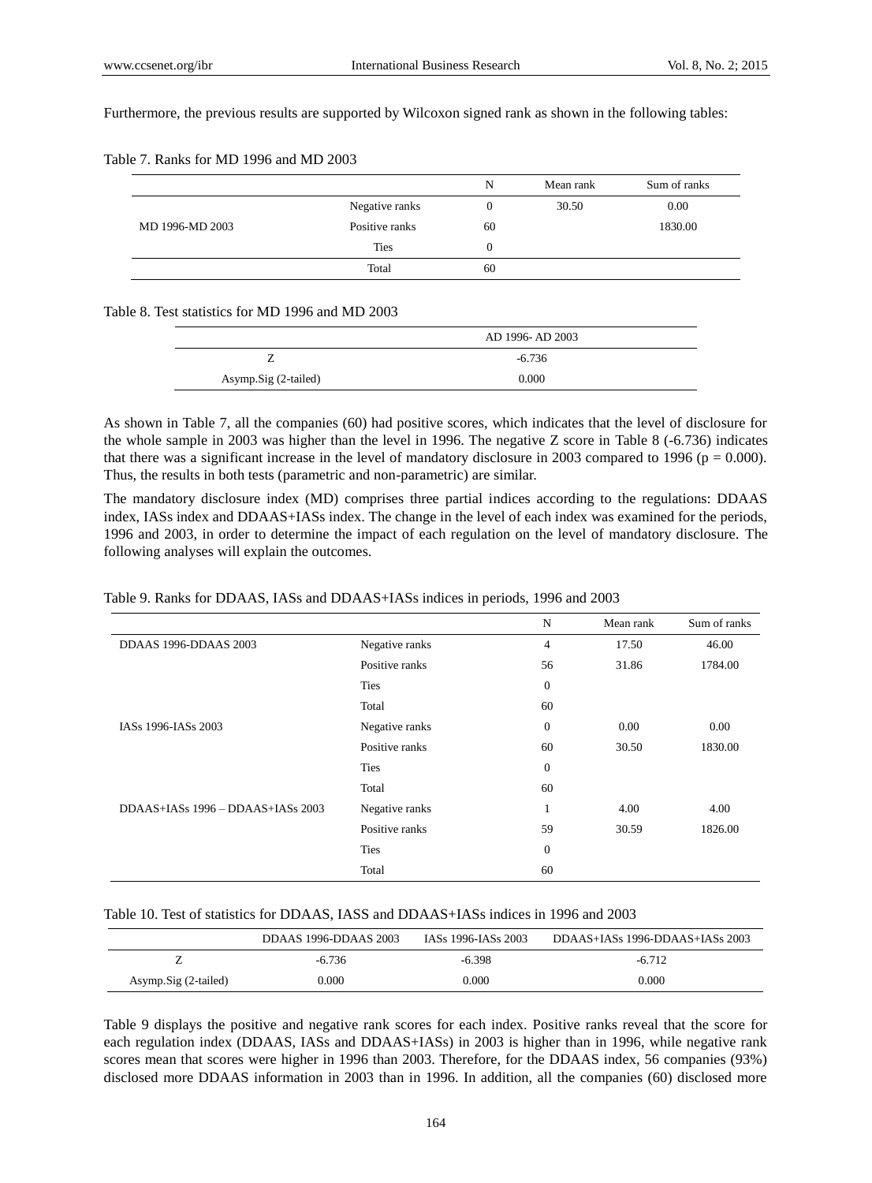Furthermore, the previous results are supported by Wilcoxon signed rank as shown in the following tables:

Table 7. Ranks for MD 1996 and MD 2003

| | | N | Mean rank | Sum of ranks |
|---|---|---|---|---|
| MD 1996-MD 2003 | Negative ranks | 0 | 30.50 | 0.00 |
| | Positive ranks | 60 | | 1830.00 |
| | Ties | 0 | | |
| | Total | 60 | | |

Table 8. Test statistics for MD 1996 and MD 2003

| | AD 1996- AD 2003 |
|---|---|
| Z | -6.736 |
| Asymp.Sig (2-tailed) | 0.000 |

As shown in Table 7, all the companies (60) had positive scores, which indicates that the level of disclosure for the whole sample in 2003 was higher than the level in 1996. The negative Z score in Table 8 (-6.736) indicates that there was a significant increase in the level of mandatory disclosure in 2003 compared to 1996 ($p = 0.000$). Thus, the results in both tests (parametric and non-parametric) are similar.

The mandatory disclosure index (MD) comprises three partial indices according to the regulations: DDAAS index, IASs index and DDAAS+IASs index. The change in the level of each index was examined for the periods, 1996 and 2003, in order to determine the impact of each regulation on the level of mandatory disclosure. The following analyses will explain the outcomes.

Table 9. Ranks for DDAAS, IASs and DDAAS+IASs indices in periods, 1996 and 2003

| | | N | Mean rank | Sum of ranks |
|---|---|---|---|---|
| DDAAS 1996-DDAAS 2003 | Negative ranks | 4 | 17.50 | 46.00 |
| | Positive ranks | 56 | 31.86 | 1784.00 |
| | Ties | 0 | | |
| | Total | 60 | | |
| IASs 1996-IASs 2003 | Negative ranks | 0 | 0.00 | 0.00 |
| | Positive ranks | 60 | 30.50 | 1830.00 |
| | Ties | 0 | | |
| | Total | 60 | | |
| DDAAS+IASs 1996 – DDAAS+IASs 2003 | Negative ranks | 1 | 4.00 | 4.00 |
| | Positive ranks | 59 | 30.59 | 1826.00 |
| | Ties | 0 | | |
| | Total | 60 | | |

Table 10. Test of statistics for DDAAS, IASS and DDAAS+IASs indices in 1996 and 2003

| | DDAAS 1996-DDAAS 2003 | IASs 1996-IASs 2003 | DDAAS+IASs 1996-DDAAS+IASs 2003 |
|---|---|---|---|
| Z | -6.736 | -6.398 | -6.712 |
| Asymp.Sig (2-tailed) | 0.000 | 0.000 | 0.000 |

Table 9 displays the positive and negative rank scores for each index. Positive ranks reveal that the score for each regulation index (DDAAS, IASs and DDAAS+IASs) in 2003 is higher than in 1996, while negative rank scores mean that scores were higher in 1996 than 2003. Therefore, for the DDAAS index, 56 companies (93%) disclosed more DDAAS information in 2003 than in 1996. In addition, all the companies (60) disclosed more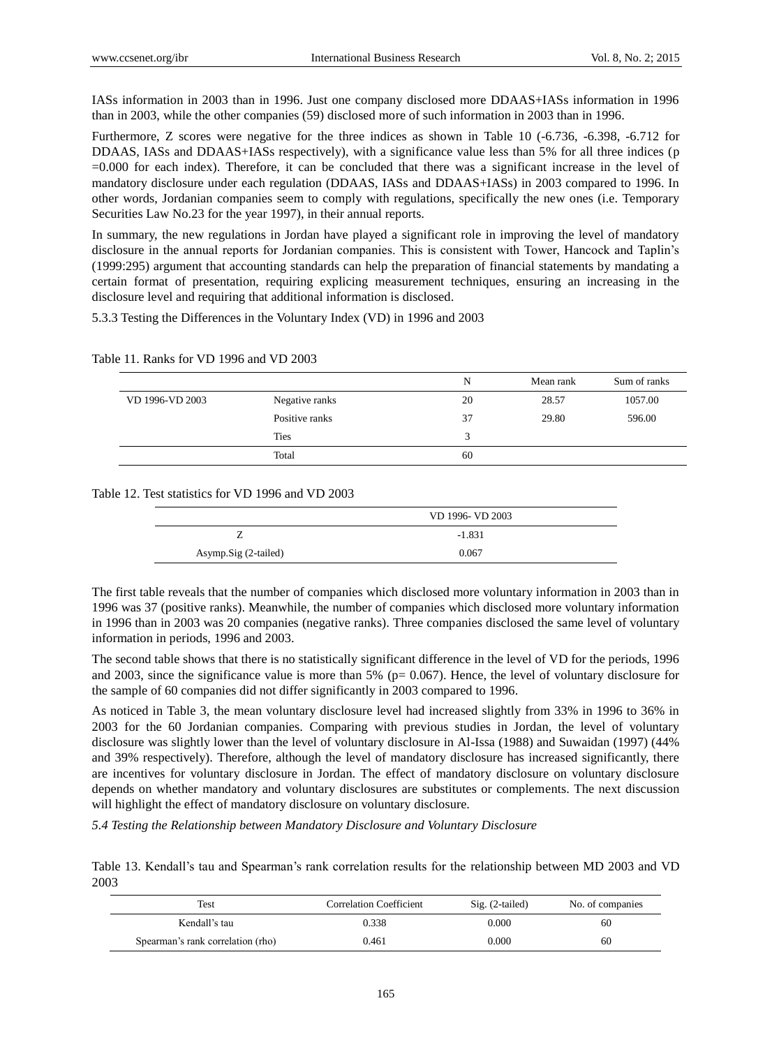IASs information in 2003 than in 1996. Just one company disclosed more DDAAS+IASs information in 1996 than in 2003, while the other companies (59) disclosed more of such information in 2003 than in 1996.

Furthermore, Z scores were negative for the three indices as shown in Table 10 (-6.736, -6.398, -6.712 for DDAAS, IASs and DDAAS+IASs respectively), with a significance value less than 5% for all three indices (p =0.000 for each index). Therefore, it can be concluded that there was a significant increase in the level of mandatory disclosure under each regulation (DDAAS, IASs and DDAAS+IASs) in 2003 compared to 1996. In other words, Jordanian companies seem to comply with regulations, specifically the new ones (i.e. Temporary Securities Law No.23 for the year 1997), in their annual reports.

In summary, the new regulations in Jordan have played a significant role in improving the level of mandatory disclosure in the annual reports for Jordanian companies. This is consistent with Tower, Hancock and Taplin's (1999:295) argument that accounting standards can help the preparation of financial statements by mandating a certain format of presentation, requiring explicing measurement techniques, ensuring an increasing in the disclosure level and requiring that additional information is disclosed.

5.3.3 Testing the Differences in the Voluntary Index (VD) in 1996 and 2003

Table 11. Ranks for VD 1996 and VD 2003

| | | N | Mean rank | Sum of ranks |
|---|---|---|---|---|
| VD 1996-VD 2003 | Negative ranks | 20 | 28.57 | 1057.00 |
| | Positive ranks | 37 | 29.80 | 596.00 |
| | Ties | 3 | | |
| | Total | 60 | | |

Table 12. Test statistics for VD 1996 and VD 2003

| | VD 1996- VD 2003 |
|---|---|
| Z | -1.831 |
| Asymp.Sig (2-tailed) | 0.067 |

The first table reveals that the number of companies which disclosed more voluntary information in 2003 than in 1996 was 37 (positive ranks). Meanwhile, the number of companies which disclosed more voluntary information in 1996 than in 2003 was 20 companies (negative ranks). Three companies disclosed the same level of voluntary information in periods, 1996 and 2003.

The second table shows that there is no statistically significant difference in the level of VD for the periods, 1996 and 2003, since the significance value is more than 5% (p= 0.067). Hence, the level of voluntary disclosure for the sample of 60 companies did not differ significantly in 2003 compared to 1996.

As noticed in Table 3, the mean voluntary disclosure level had increased slightly from 33% in 1996 to 36% in 2003 for the 60 Jordanian companies. Comparing with previous studies in Jordan, the level of voluntary disclosure was slightly lower than the level of voluntary disclosure in Al-Issa (1988) and Suwaidan (1997) (44% and 39% respectively). Therefore, although the level of mandatory disclosure has increased significantly, there are incentives for voluntary disclosure in Jordan. The effect of mandatory disclosure on voluntary disclosure depends on whether mandatory and voluntary disclosures are substitutes or complements. The next discussion will highlight the effect of mandatory disclosure on voluntary disclosure.

*5.4 Testing the Relationship between Mandatory Disclosure and Voluntary Disclosure*

Table 13. Kendall's tau and Spearman's rank correlation results for the relationship between MD 2003 and VD 2003

| Test | Correlation Coefficient | Sig. (2-tailed) | No. of companies |
|---|---|---|---|
| Kendall's tau | 0.338 | 0.000 | 60 |
| Spearman's rank correlation (rho) | 0.461 | 0.000 | 60 |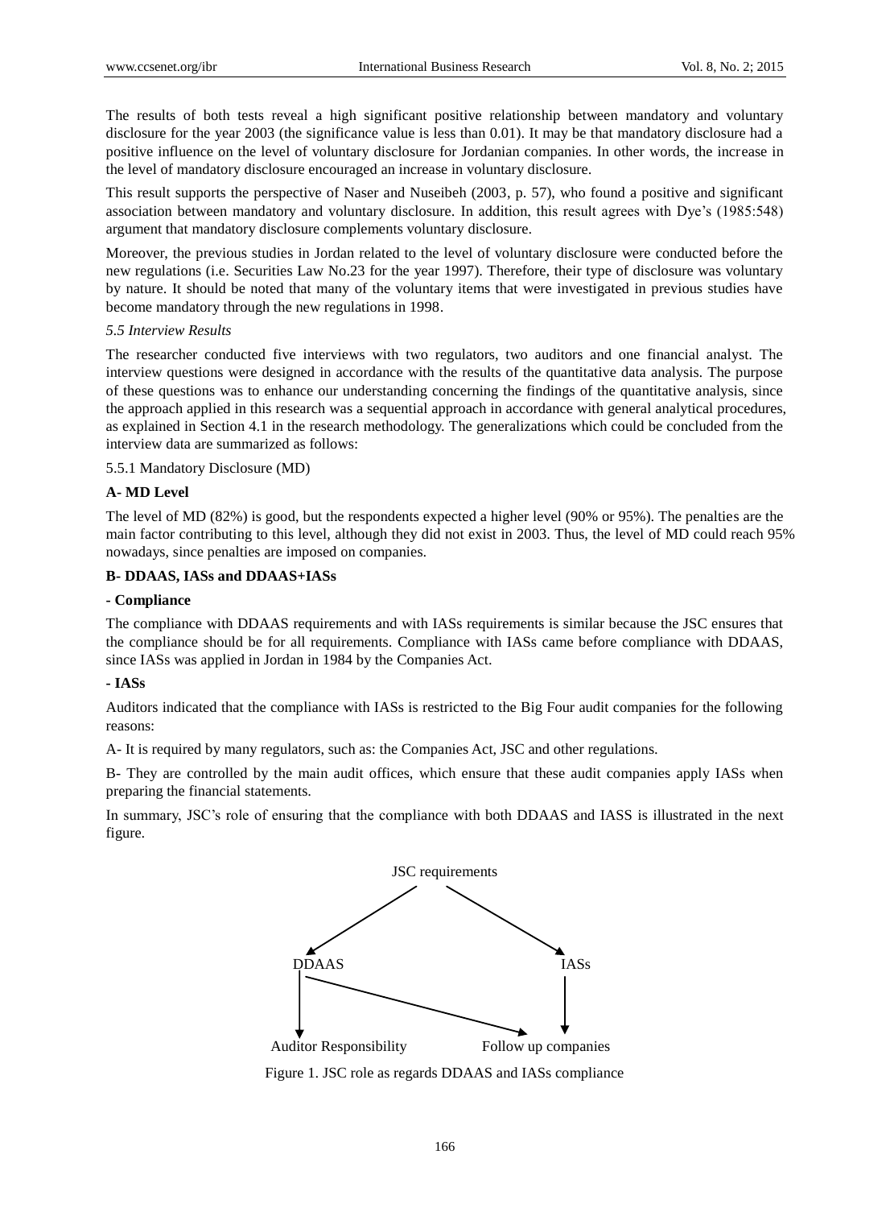The results of both tests reveal a high significant positive relationship between mandatory and voluntary disclosure for the year 2003 (the significance value is less than 0.01). It may be that mandatory disclosure had a positive influence on the level of voluntary disclosure for Jordanian companies. In other words, the increase in the level of mandatory disclosure encouraged an increase in voluntary disclosure.

This result supports the perspective of Naser and Nuseibeh (2003, p. 57), who found a positive and significant association between mandatory and voluntary disclosure. In addition, this result agrees with Dye's (1985:548) argument that mandatory disclosure complements voluntary disclosure.

Moreover, the previous studies in Jordan related to the level of voluntary disclosure were conducted before the new regulations (i.e. Securities Law No.23 for the year 1997). Therefore, their type of disclosure was voluntary by nature. It should be noted that many of the voluntary items that were investigated in previous studies have become mandatory through the new regulations in 1998.

### *5.5 Interview Results*

The researcher conducted five interviews with two regulators, two auditors and one financial analyst. The interview questions were designed in accordance with the results of the quantitative data analysis. The purpose of these questions was to enhance our understanding concerning the findings of the quantitative analysis, since the approach applied in this research was a sequential approach in accordance with general analytical procedures, as explained in Section 4.1 in the research methodology. The generalizations which could be concluded from the interview data are summarized as follows:

#### 5.5.1 Mandatory Disclosure (MD)

**A- MD Level**

The level of MD (82%) is good, but the respondents expected a higher level (90% or 95%). The penalties are the main factor contributing to this level, although they did not exist in 2003. Thus, the level of MD could reach 95% nowadays, since penalties are imposed on companies.

**B- DDAAS, IASs and DDAAS+IASs**

**- Compliance**

The compliance with DDAAS requirements and with IASs requirements is similar because the JSC ensures that the compliance should be for all requirements. Compliance with IASs came before compliance with DDAAS, since IASs was applied in Jordan in 1984 by the Companies Act.

**- IASs**

Auditors indicated that the compliance with IASs is restricted to the Big Four audit companies for the following reasons:

A- It is required by many regulators, such as: the Companies Act, JSC and other regulations.

B- They are controlled by the main audit offices, which ensure that these audit companies apply IASs when preparing the financial statements.

In summary, JSC's role of ensuring that the compliance with both DDAAS and IASS is illustrated in the next figure.

JSC requirements → DDAAS; JSC requirements → IASs; DDAAS → Auditor Responsibility; DDAAS → Follow up companies; IASs → Follow up companies

Figure 1. JSC role as regards DDAAS and IASs compliance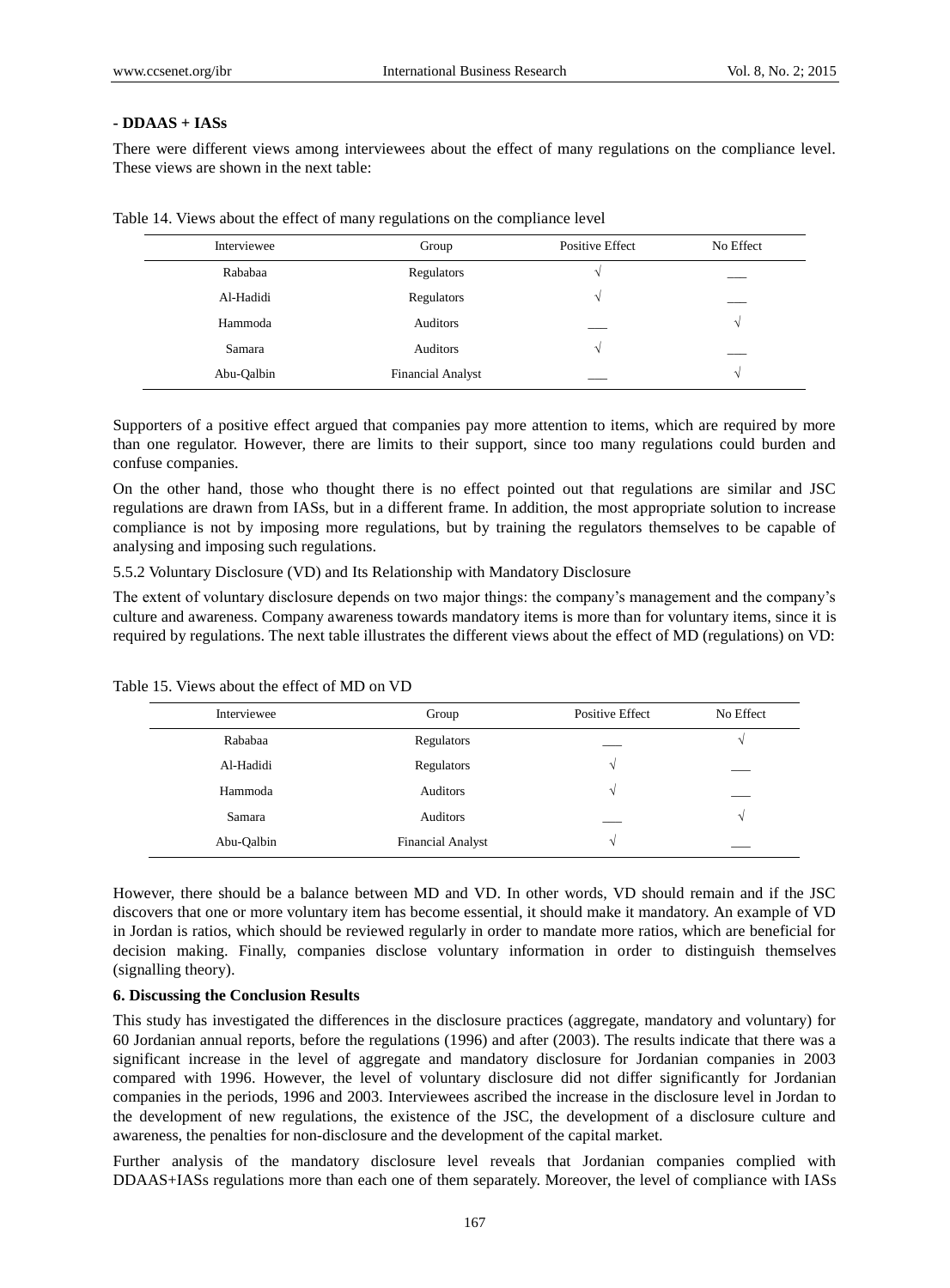**- DDAAS + IASs**

There were different views among interviewees about the effect of many regulations on the compliance level. These views are shown in the next table:

Table 14. Views about the effect of many regulations on the compliance level

| Interviewee | Group | Positive Effect | No Effect |
|---|---|---|---|
| Rababaa | Regulators | √ | ___ |
| Al-Hadidi | Regulators | √ | ___ |
| Hammoda | Auditors | ___ | √ |
| Samara | Auditors | √ | ___ |
| Abu-Qalbin | Financial Analyst | ___ | √ |

Supporters of a positive effect argued that companies pay more attention to items, which are required by more than one regulator. However, there are limits to their support, since too many regulations could burden and confuse companies.

On the other hand, those who thought there is no effect pointed out that regulations are similar and JSC regulations are drawn from IASs, but in a different frame. In addition, the most appropriate solution to increase compliance is not by imposing more regulations, but by training the regulators themselves to be capable of analysing and imposing such regulations.

5.5.2 Voluntary Disclosure (VD) and Its Relationship with Mandatory Disclosure

The extent of voluntary disclosure depends on two major things: the company's management and the company's culture and awareness. Company awareness towards mandatory items is more than for voluntary items, since it is required by regulations. The next table illustrates the different views about the effect of MD (regulations) on VD:

Table 15. Views about the effect of MD on VD

| Interviewee | Group | Positive Effect | No Effect |
|---|---|---|---|
| Rababaa | Regulators | ___ | √ |
| Al-Hadidi | Regulators | √ | ___ |
| Hammoda | Auditors | √ | ___ |
| Samara | Auditors | ___ | √ |
| Abu-Qalbin | Financial Analyst | √ | ___ |

However, there should be a balance between MD and VD. In other words, VD should remain and if the JSC discovers that one or more voluntary item has become essential, it should make it mandatory. An example of VD in Jordan is ratios, which should be reviewed regularly in order to mandate more ratios, which are beneficial for decision making. Finally, companies disclose voluntary information in order to distinguish themselves (signalling theory).

## 6. Discussing the Conclusion Results

This study has investigated the differences in the disclosure practices (aggregate, mandatory and voluntary) for 60 Jordanian annual reports, before the regulations (1996) and after (2003). The results indicate that there was a significant increase in the level of aggregate and mandatory disclosure for Jordanian companies in 2003 compared with 1996. However, the level of voluntary disclosure did not differ significantly for Jordanian companies in the periods, 1996 and 2003. Interviewees ascribed the increase in the disclosure level in Jordan to the development of new regulations, the existence of the JSC, the development of a disclosure culture and awareness, the penalties for non-disclosure and the development of the capital market.

Further analysis of the mandatory disclosure level reveals that Jordanian companies complied with DDAAS+IASs regulations more than each one of them separately. Moreover, the level of compliance with IASs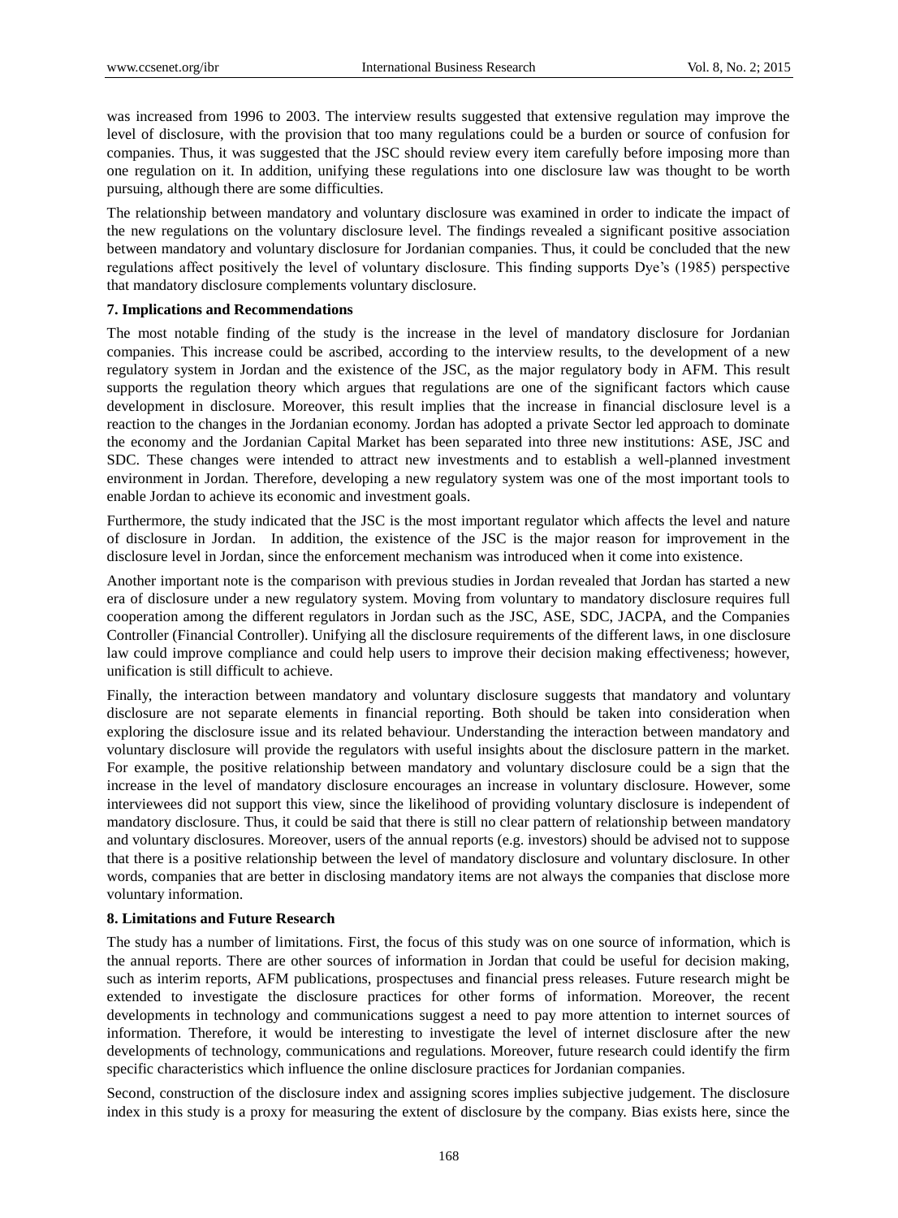was increased from 1996 to 2003. The interview results suggested that extensive regulation may improve the level of disclosure, with the provision that too many regulations could be a burden or source of confusion for companies. Thus, it was suggested that the JSC should review every item carefully before imposing more than one regulation on it. In addition, unifying these regulations into one disclosure law was thought to be worth pursuing, although there are some difficulties.

The relationship between mandatory and voluntary disclosure was examined in order to indicate the impact of the new regulations on the voluntary disclosure level. The findings revealed a significant positive association between mandatory and voluntary disclosure for Jordanian companies. Thus, it could be concluded that the new regulations affect positively the level of voluntary disclosure. This finding supports Dye's (1985) perspective that mandatory disclosure complements voluntary disclosure.

### 7. Implications and Recommendations

The most notable finding of the study is the increase in the level of mandatory disclosure for Jordanian companies. This increase could be ascribed, according to the interview results, to the development of a new regulatory system in Jordan and the existence of the JSC, as the major regulatory body in AFM. This result supports the regulation theory which argues that regulations are one of the significant factors which cause development in disclosure. Moreover, this result implies that the increase in financial disclosure level is a reaction to the changes in the Jordanian economy. Jordan has adopted a private Sector led approach to dominate the economy and the Jordanian Capital Market has been separated into three new institutions: ASE, JSC and SDC. These changes were intended to attract new investments and to establish a well-planned investment environment in Jordan. Therefore, developing a new regulatory system was one of the most important tools to enable Jordan to achieve its economic and investment goals.

Furthermore, the study indicated that the JSC is the most important regulator which affects the level and nature of disclosure in Jordan. In addition, the existence of the JSC is the major reason for improvement in the disclosure level in Jordan, since the enforcement mechanism was introduced when it come into existence.

Another important note is the comparison with previous studies in Jordan revealed that Jordan has started a new era of disclosure under a new regulatory system. Moving from voluntary to mandatory disclosure requires full cooperation among the different regulators in Jordan such as the JSC, ASE, SDC, JACPA, and the Companies Controller (Financial Controller). Unifying all the disclosure requirements of the different laws, in one disclosure law could improve compliance and could help users to improve their decision making effectiveness; however, unification is still difficult to achieve.

Finally, the interaction between mandatory and voluntary disclosure suggests that mandatory and voluntary disclosure are not separate elements in financial reporting. Both should be taken into consideration when exploring the disclosure issue and its related behaviour. Understanding the interaction between mandatory and voluntary disclosure will provide the regulators with useful insights about the disclosure pattern in the market. For example, the positive relationship between mandatory and voluntary disclosure could be a sign that the increase in the level of mandatory disclosure encourages an increase in voluntary disclosure. However, some interviewees did not support this view, since the likelihood of providing voluntary disclosure is independent of mandatory disclosure. Thus, it could be said that there is still no clear pattern of relationship between mandatory and voluntary disclosures. Moreover, users of the annual reports (e.g. investors) should be advised not to suppose that there is a positive relationship between the level of mandatory disclosure and voluntary disclosure. In other words, companies that are better in disclosing mandatory items are not always the companies that disclose more voluntary information.

### 8. Limitations and Future Research

The study has a number of limitations. First, the focus of this study was on one source of information, which is the annual reports. There are other sources of information in Jordan that could be useful for decision making, such as interim reports, AFM publications, prospectuses and financial press releases. Future research might be extended to investigate the disclosure practices for other forms of information. Moreover, the recent developments in technology and communications suggest a need to pay more attention to internet sources of information. Therefore, it would be interesting to investigate the level of internet disclosure after the new developments of technology, communications and regulations. Moreover, future research could identify the firm specific characteristics which influence the online disclosure practices for Jordanian companies.

Second, construction of the disclosure index and assigning scores implies subjective judgement. The disclosure index in this study is a proxy for measuring the extent of disclosure by the company. Bias exists here, since the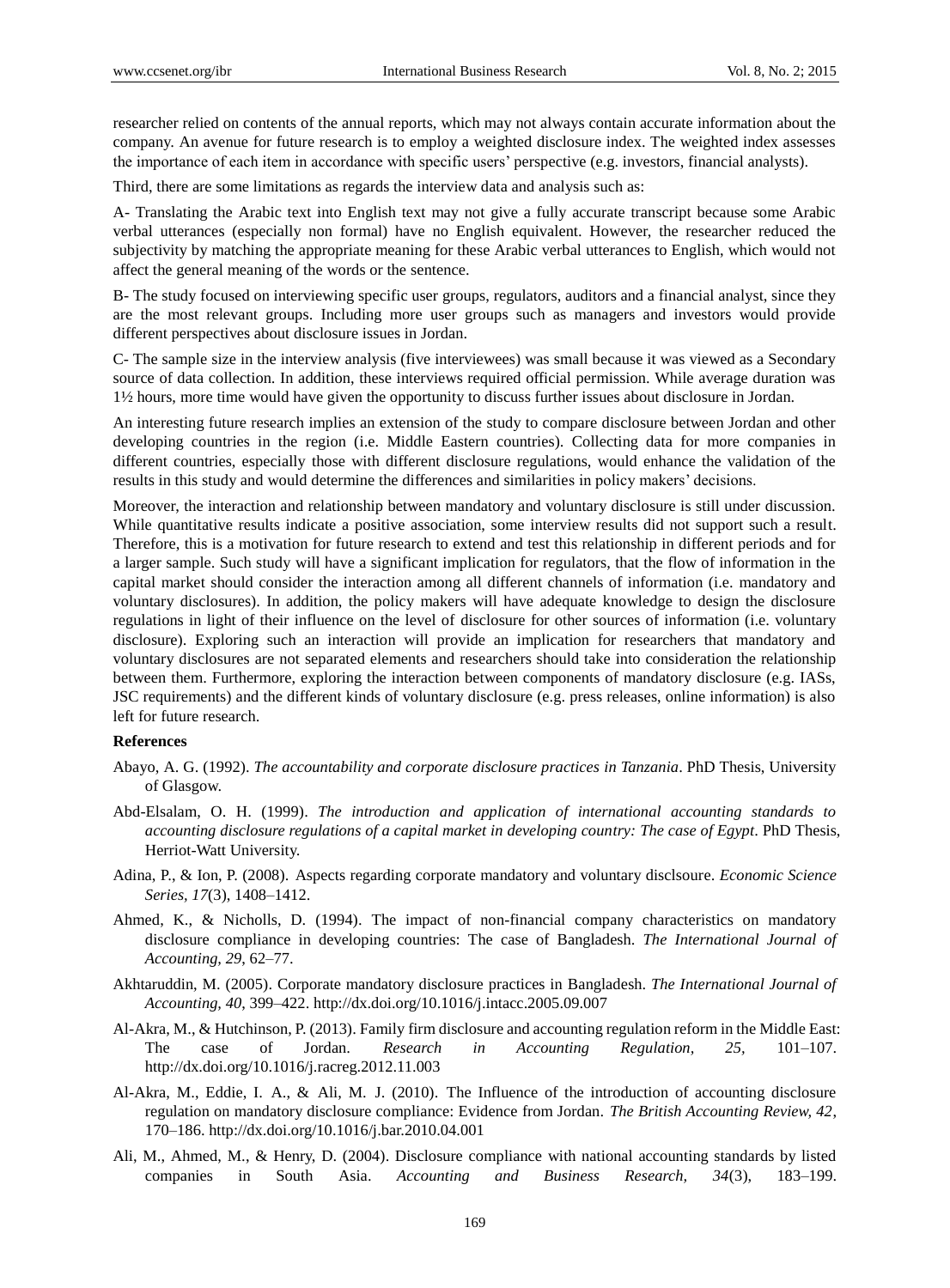researcher relied on contents of the annual reports, which may not always contain accurate information about the company. An avenue for future research is to employ a weighted disclosure index. The weighted index assesses the importance of each item in accordance with specific users' perspective (e.g. investors, financial analysts).

Third, there are some limitations as regards the interview data and analysis such as:

A- Translating the Arabic text into English text may not give a fully accurate transcript because some Arabic verbal utterances (especially non formal) have no English equivalent. However, the researcher reduced the subjectivity by matching the appropriate meaning for these Arabic verbal utterances to English, which would not affect the general meaning of the words or the sentence.

B- The study focused on interviewing specific user groups, regulators, auditors and a financial analyst, since they are the most relevant groups. Including more user groups such as managers and investors would provide different perspectives about disclosure issues in Jordan.

C- The sample size in the interview analysis (five interviewees) was small because it was viewed as a Secondary source of data collection. In addition, these interviews required official permission. While average duration was 1½ hours, more time would have given the opportunity to discuss further issues about disclosure in Jordan.

An interesting future research implies an extension of the study to compare disclosure between Jordan and other developing countries in the region (i.e. Middle Eastern countries). Collecting data for more companies in different countries, especially those with different disclosure regulations, would enhance the validation of the results in this study and would determine the differences and similarities in policy makers' decisions.

Moreover, the interaction and relationship between mandatory and voluntary disclosure is still under discussion. While quantitative results indicate a positive association, some interview results did not support such a result. Therefore, this is a motivation for future research to extend and test this relationship in different periods and for a larger sample. Such study will have a significant implication for regulators, that the flow of information in the capital market should consider the interaction among all different channels of information (i.e. mandatory and voluntary disclosures). In addition, the policy makers will have adequate knowledge to design the disclosure regulations in light of their influence on the level of disclosure for other sources of information (i.e. voluntary disclosure). Exploring such an interaction will provide an implication for researchers that mandatory and voluntary disclosures are not separated elements and researchers should take into consideration the relationship between them. Furthermore, exploring the interaction between components of mandatory disclosure (e.g. IASs, JSC requirements) and the different kinds of voluntary disclosure (e.g. press releases, online information) is also left for future research.

**References**

Abayo, A. G. (1992). *The accountability and corporate disclosure practices in Tanzania*. PhD Thesis, University of Glasgow.

Abd-Elsalam, O. H. (1999). *The introduction and application of international accounting standards to accounting disclosure regulations of a capital market in developing country: The case of Egypt*. PhD Thesis, Herriot-Watt University.

Adina, P., & Ion, P. (2008). Aspects regarding corporate mandatory and voluntary disclsoure. *Economic Science Series, 17*(3), 1408–1412.

Ahmed, K., & Nicholls, D. (1994). The impact of non-financial company characteristics on mandatory disclosure compliance in developing countries: The case of Bangladesh. *The International Journal of Accounting, 29*, 62–77.

Akhtaruddin, M. (2005). Corporate mandatory disclosure practices in Bangladesh. *The International Journal of Accounting, 40*, 399–422. http://dx.doi.org/10.1016/j.intacc.2005.09.007

Al-Akra, M., & Hutchinson, P. (2013). Family firm disclosure and accounting regulation reform in the Middle East: The case of Jordan. *Research in Accounting Regulation, 25*, 101–107. http://dx.doi.org/10.1016/j.racreg.2012.11.003

Al-Akra, M., Eddie, I. A., & Ali, M. J. (2010). The Influence of the introduction of accounting disclosure regulation on mandatory disclosure compliance: Evidence from Jordan. *The British Accounting Review, 42*, 170–186. http://dx.doi.org/10.1016/j.bar.2010.04.001

Ali, M., Ahmed, M., & Henry, D. (2004). Disclosure compliance with national accounting standards by listed companies in South Asia. *Accounting and Business Research, 34*(3), 183–199.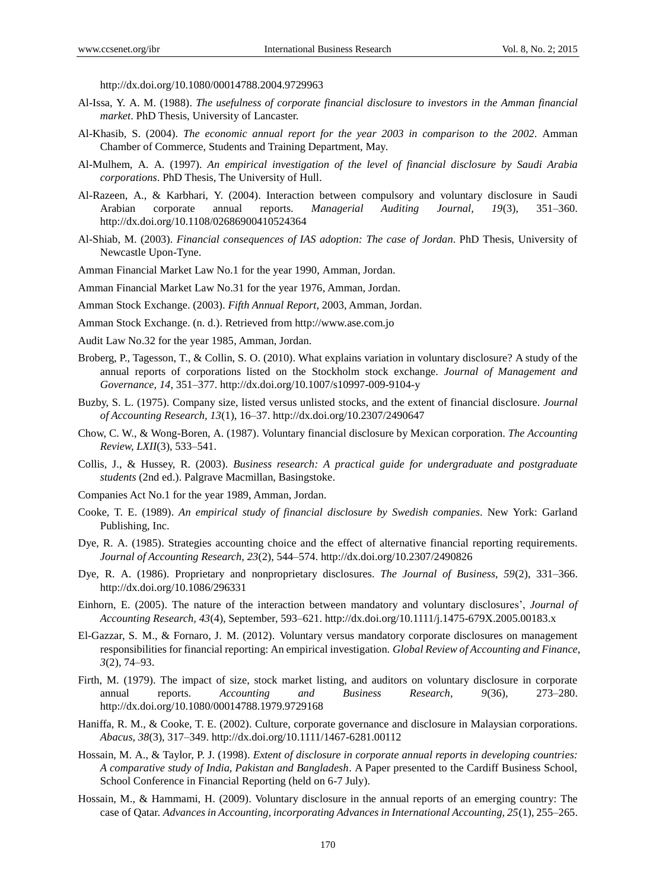http://dx.doi.org/10.1080/00014788.2004.9729963

Al-Issa, Y. A. M. (1988). *The usefulness of corporate financial disclosure to investors in the Amman financial market*. PhD Thesis, University of Lancaster.

Al-Khasib, S. (2004). *The economic annual report for the year 2003 in comparison to the 2002*. Amman Chamber of Commerce, Students and Training Department, May.

Al-Mulhem, A. A. (1997). *An empirical investigation of the level of financial disclosure by Saudi Arabia corporations*. PhD Thesis, The University of Hull.

Al-Razeen, A., & Karbhari, Y. (2004). Interaction between compulsory and voluntary disclosure in Saudi Arabian corporate annual reports. *Managerial Auditing Journal, 19*(3), 351–360. http://dx.doi.org/10.1108/02686900410524364

Al-Shiab, M. (2003). *Financial consequences of IAS adoption: The case of Jordan*. PhD Thesis, University of Newcastle Upon-Tyne.

Amman Financial Market Law No.1 for the year 1990, Amman, Jordan.

Amman Financial Market Law No.31 for the year 1976, Amman, Jordan.

Amman Stock Exchange. (2003). *Fifth Annual Report*, 2003, Amman, Jordan.

Amman Stock Exchange. (n. d.). Retrieved from http://www.ase.com.jo

Audit Law No.32 for the year 1985, Amman, Jordan.

Broberg, P., Tagesson, T., & Collin, S. O. (2010). What explains variation in voluntary disclosure? A study of the annual reports of corporations listed on the Stockholm stock exchange. *Journal of Management and Governance, 14*, 351–377. http://dx.doi.org/10.1007/s10997-009-9104-y

Buzby, S. L. (1975). Company size, listed versus unlisted stocks, and the extent of financial disclosure. *Journal of Accounting Research, 13*(1), 16–37. http://dx.doi.org/10.2307/2490647

Chow, C. W., & Wong-Boren, A. (1987). Voluntary financial disclosure by Mexican corporation. *The Accounting Review, LXII*(3), 533–541.

Collis, J., & Hussey, R. (2003). *Business research: A practical guide for undergraduate and postgraduate students* (2nd ed.). Palgrave Macmillan, Basingstoke.

Companies Act No.1 for the year 1989, Amman, Jordan.

Cooke, T. E. (1989). *An empirical study of financial disclosure by Swedish companies*. New York: Garland Publishing, Inc.

Dye, R. A. (1985). Strategies accounting choice and the effect of alternative financial reporting requirements. *Journal of Accounting Research, 23*(2), 544–574. http://dx.doi.org/10.2307/2490826

Dye, R. A. (1986). Proprietary and nonproprietary disclosures. *The Journal of Business, 59*(2), 331–366. http://dx.doi.org/10.1086/296331

Einhorn, E. (2005). The nature of the interaction between mandatory and voluntary disclosures', *Journal of Accounting Research, 43*(4), September, 593–621. http://dx.doi.org/10.1111/j.1475-679X.2005.00183.x

El-Gazzar, S. M., & Fornaro, J. M. (2012). Voluntary versus mandatory corporate disclosures on management responsibilities for financial reporting: An empirical investigation. *Global Review of Accounting and Finance, 3*(2), 74–93.

Firth, M. (1979). The impact of size, stock market listing, and auditors on voluntary disclosure in corporate annual reports. *Accounting and Business Research, 9*(36), 273–280. http://dx.doi.org/10.1080/00014788.1979.9729168

Haniffa, R. M., & Cooke, T. E. (2002). Culture, corporate governance and disclosure in Malaysian corporations. *Abacus, 38*(3), 317–349. http://dx.doi.org/10.1111/1467-6281.00112

Hossain, M. A., & Taylor, P. J. (1998). *Extent of disclosure in corporate annual reports in developing countries: A comparative study of India, Pakistan and Bangladesh*. A Paper presented to the Cardiff Business School, School Conference in Financial Reporting (held on 6-7 July).

Hossain, M., & Hammami, H. (2009). Voluntary disclosure in the annual reports of an emerging country: The case of Qatar. *Advances in Accounting, incorporating Advances in International Accounting, 25*(1), 255–265.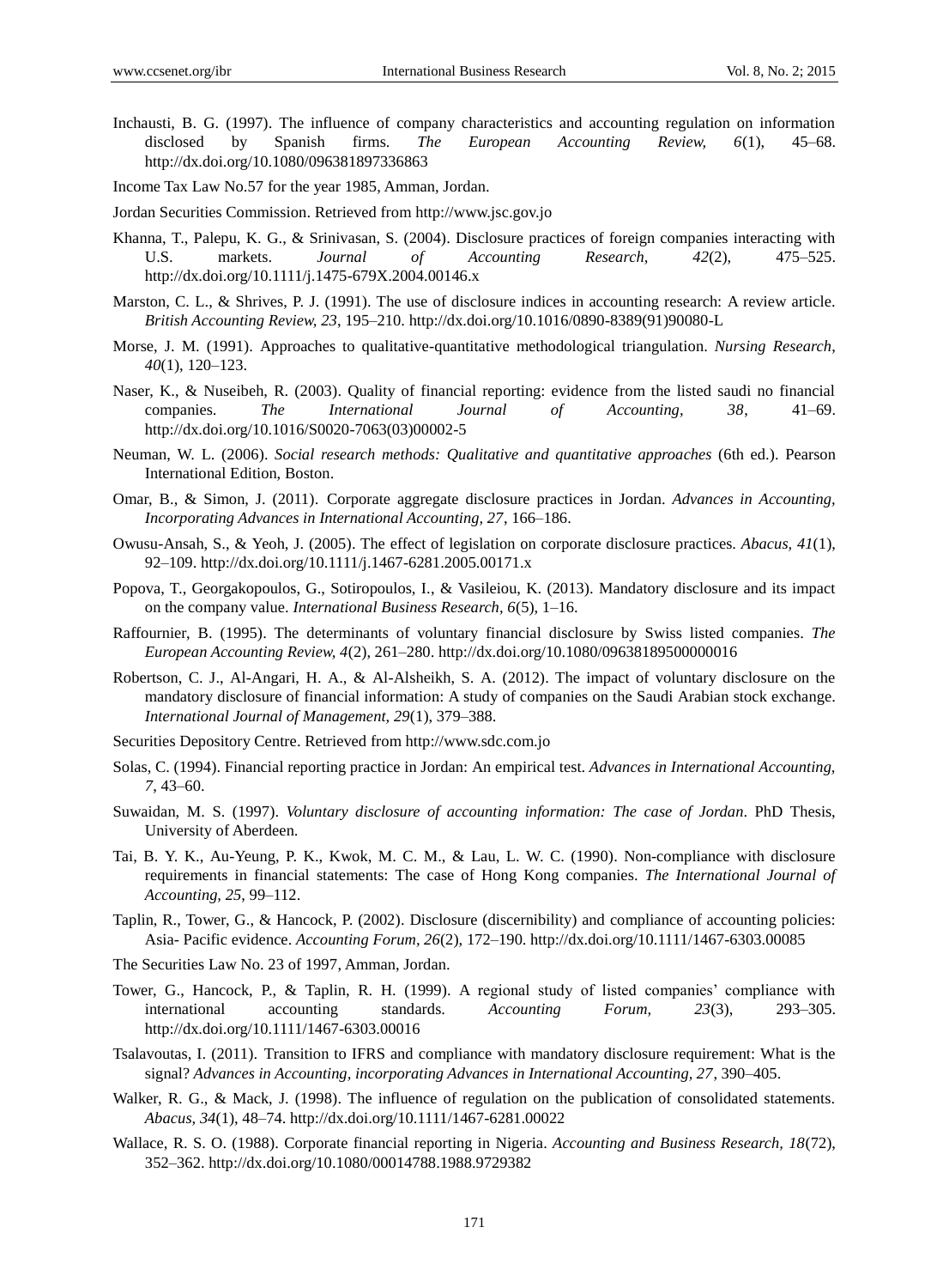Inchausti, B. G. (1997). The influence of company characteristics and accounting regulation on information disclosed by Spanish firms. *The European Accounting Review, 6*(1), 45–68. http://dx.doi.org/10.1080/096381897336863

Income Tax Law No.57 for the year 1985, Amman, Jordan.

Jordan Securities Commission. Retrieved from http://www.jsc.gov.jo

Khanna, T., Palepu, K. G., & Srinivasan, S. (2004). Disclosure practices of foreign companies interacting with U.S. markets. *Journal of Accounting Research, 42*(2), 475–525. http://dx.doi.org/10.1111/j.1475-679X.2004.00146.x

Marston, C. L., & Shrives, P. J. (1991). The use of disclosure indices in accounting research: A review article. *British Accounting Review, 23*, 195–210. http://dx.doi.org/10.1016/0890-8389(91)90080-L

Morse, J. M. (1991). Approaches to qualitative-quantitative methodological triangulation. *Nursing Research*, *40*(1), 120–123.

Naser, K., & Nuseibeh, R. (2003). Quality of financial reporting: evidence from the listed saudi no financial companies. *The International Journal of Accounting, 38*, 41–69. http://dx.doi.org/10.1016/S0020-7063(03)00002-5

Neuman, W. L. (2006). *Social research methods: Qualitative and quantitative approaches* (6th ed.). Pearson International Edition, Boston.

Omar, B., & Simon, J. (2011). Corporate aggregate disclosure practices in Jordan. *Advances in Accounting, Incorporating Advances in International Accounting, 27*, 166–186.

Owusu-Ansah, S., & Yeoh, J. (2005). The effect of legislation on corporate disclosure practices. *Abacus, 41*(1), 92–109. http://dx.doi.org/10.1111/j.1467-6281.2005.00171.x

Popova, T., Georgakopoulos, G., Sotiropoulos, I., & Vasileiou, K. (2013). Mandatory disclosure and its impact on the company value. *International Business Research*, *6*(5), 1–16.

Raffournier, B. (1995). The determinants of voluntary financial disclosure by Swiss listed companies. *The European Accounting Review, 4*(2), 261–280. http://dx.doi.org/10.1080/09638189500000016

Robertson, C. J., Al-Angari, H. A., & Al-Alsheikh, S. A. (2012). The impact of voluntary disclosure on the mandatory disclosure of financial information: A study of companies on the Saudi Arabian stock exchange. *International Journal of Management, 29*(1), 379–388.

Securities Depository Centre. Retrieved from http://www.sdc.com.jo

Solas, C. (1994). Financial reporting practice in Jordan: An empirical test. *Advances in International Accounting, 7*, 43–60.

Suwaidan, M. S. (1997). *Voluntary disclosure of accounting information: The case of Jordan*. PhD Thesis, University of Aberdeen.

Tai, B. Y. K., Au-Yeung, P. K., Kwok, M. C. M., & Lau, L. W. C. (1990). Non-compliance with disclosure requirements in financial statements: The case of Hong Kong companies. *The International Journal of Accounting, 25*, 99–112.

Taplin, R., Tower, G., & Hancock, P. (2002). Disclosure (discernibility) and compliance of accounting policies: Asia- Pacific evidence. *Accounting Forum, 26*(2), 172–190. http://dx.doi.org/10.1111/1467-6303.00085

The Securities Law No. 23 of 1997, Amman, Jordan.

Tower, G., Hancock, P., & Taplin, R. H. (1999). A regional study of listed companies' compliance with international accounting standards. *Accounting Forum, 23*(3), 293–305. http://dx.doi.org/10.1111/1467-6303.00016

Tsalavoutas, I. (2011). Transition to IFRS and compliance with mandatory disclosure requirement: What is the signal? *Advances in Accounting, incorporating Advances in International Accounting, 27*, 390–405.

Walker, R. G., & Mack, J. (1998). The influence of regulation on the publication of consolidated statements. *Abacus, 34*(1), 48–74. http://dx.doi.org/10.1111/1467-6281.00022

Wallace, R. S. O. (1988). Corporate financial reporting in Nigeria. *Accounting and Business Research, 18*(72), 352–362. http://dx.doi.org/10.1080/00014788.1988.9729382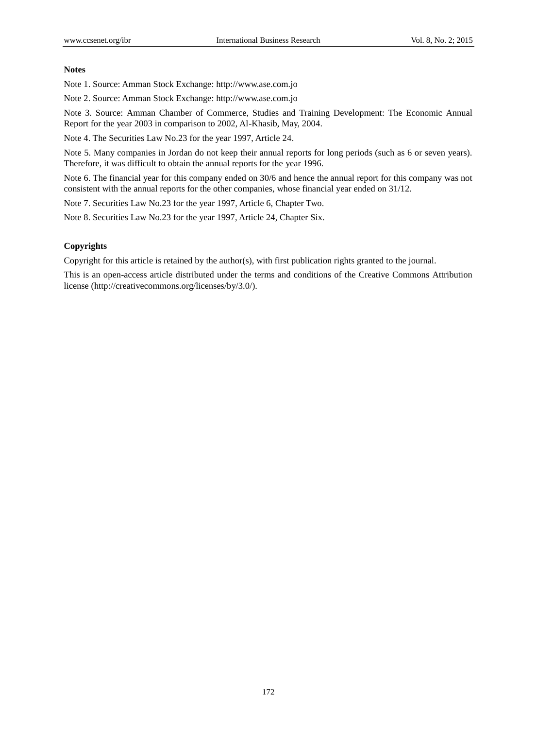## Notes

Note 1. Source: Amman Stock Exchange: http://www.ase.com.jo

Note 2. Source: Amman Stock Exchange: http://www.ase.com.jo

Note 3. Source: Amman Chamber of Commerce, Studies and Training Development: The Economic Annual Report for the year 2003 in comparison to 2002, Al-Khasib, May, 2004.

Note 4. The Securities Law No.23 for the year 1997, Article 24.

Note 5. Many companies in Jordan do not keep their annual reports for long periods (such as 6 or seven years). Therefore, it was difficult to obtain the annual reports for the year 1996.

Note 6. The financial year for this company ended on 30/6 and hence the annual report for this company was not consistent with the annual reports for the other companies, whose financial year ended on 31/12.

Note 7. Securities Law No.23 for the year 1997, Article 6, Chapter Two.

Note 8. Securities Law No.23 for the year 1997, Article 24, Chapter Six.

## Copyrights

Copyright for this article is retained by the author(s), with first publication rights granted to the journal.

This is an open-access article distributed under the terms and conditions of the Creative Commons Attribution license (http://creativecommons.org/licenses/by/3.0/).